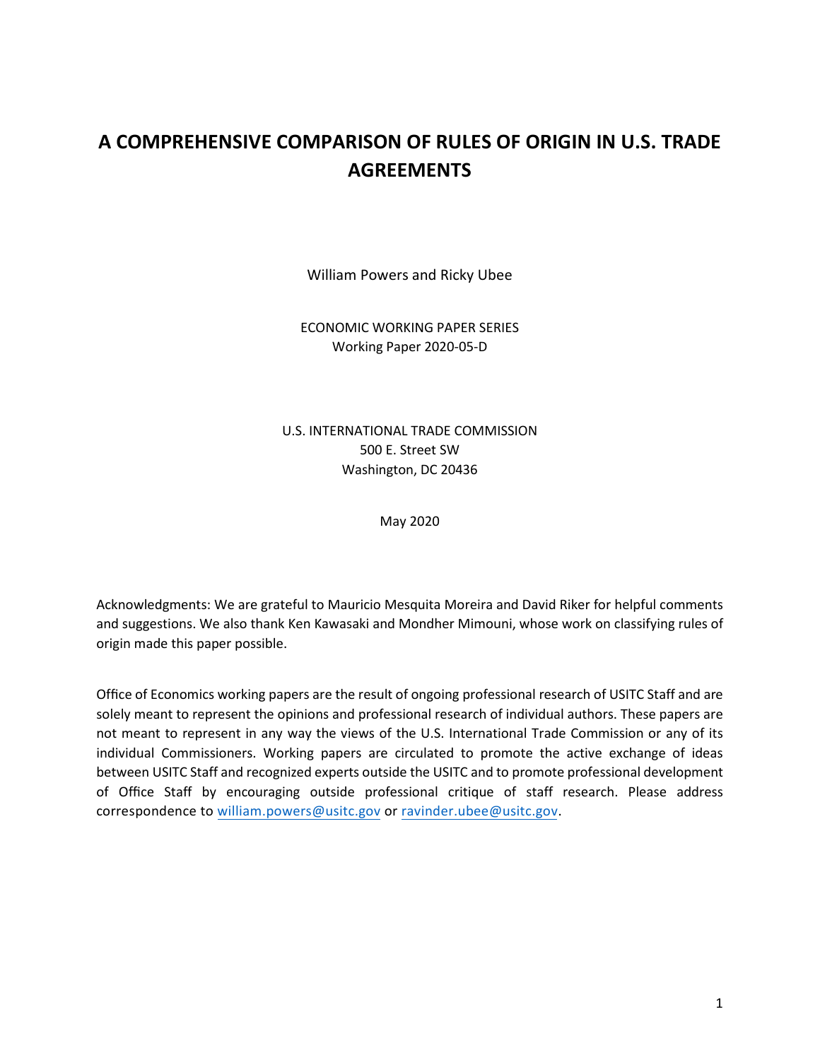# A COMPREHENSIVE COMPARISON OF RULES OF ORIGIN IN U.S. TRADE AGREEMENTS

William Powers and Ricky Ubee

ECONOMIC WORKING PAPER SERIES
Working Paper 2020-05-D

U.S. INTERNATIONAL TRADE COMMISSION
500 E. Street SW
Washington, DC 20436

May 2020

Acknowledgments: We are grateful to Mauricio Mesquita Moreira and David Riker for helpful comments and suggestions. We also thank Ken Kawasaki and Mondher Mimouni, whose work on classifying rules of origin made this paper possible.

Office of Economics working papers are the result of ongoing professional research of USITC Staff and are solely meant to represent the opinions and professional research of individual authors. These papers are not meant to represent in any way the views of the U.S. International Trade Commission or any of its individual Commissioners. Working papers are circulated to promote the active exchange of ideas between USITC Staff and recognized experts outside the USITC and to promote professional development of Office Staff by encouraging outside professional critique of staff research. Please address correspondence to william.powers@usitc.gov or ravinder.ubee@usitc.gov.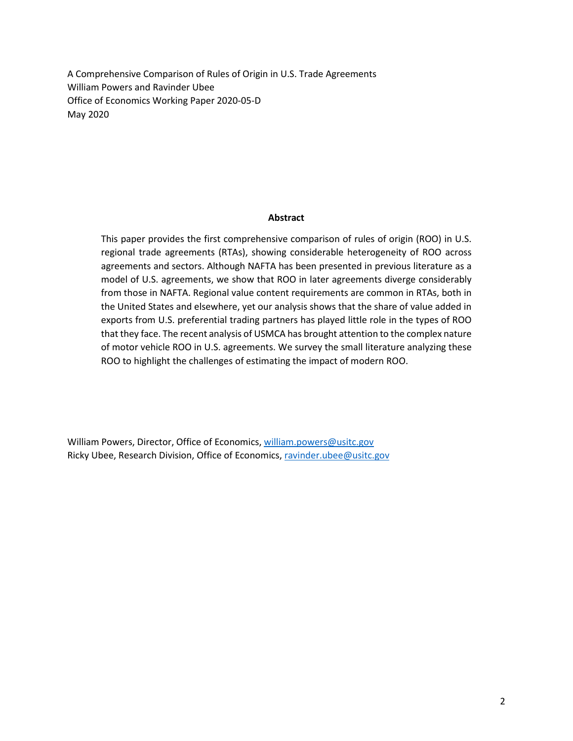A Comprehensive Comparison of Rules of Origin in U.S. Trade Agreements
William Powers and Ravinder Ubee
Office of Economics Working Paper 2020-05-D
May 2020

**Abstract**

This paper provides the first comprehensive comparison of rules of origin (ROO) in U.S. regional trade agreements (RTAs), showing considerable heterogeneity of ROO across agreements and sectors. Although NAFTA has been presented in previous literature as a model of U.S. agreements, we show that ROO in later agreements diverge considerably from those in NAFTA. Regional value content requirements are common in RTAs, both in the United States and elsewhere, yet our analysis shows that the share of value added in exports from U.S. preferential trading partners has played little role in the types of ROO that they face. The recent analysis of USMCA has brought attention to the complex nature of motor vehicle ROO in U.S. agreements. We survey the small literature analyzing these ROO to highlight the challenges of estimating the impact of modern ROO.

William Powers, Director, Office of Economics, william.powers@usitc.gov
Ricky Ubee, Research Division, Office of Economics, ravinder.ubee@usitc.gov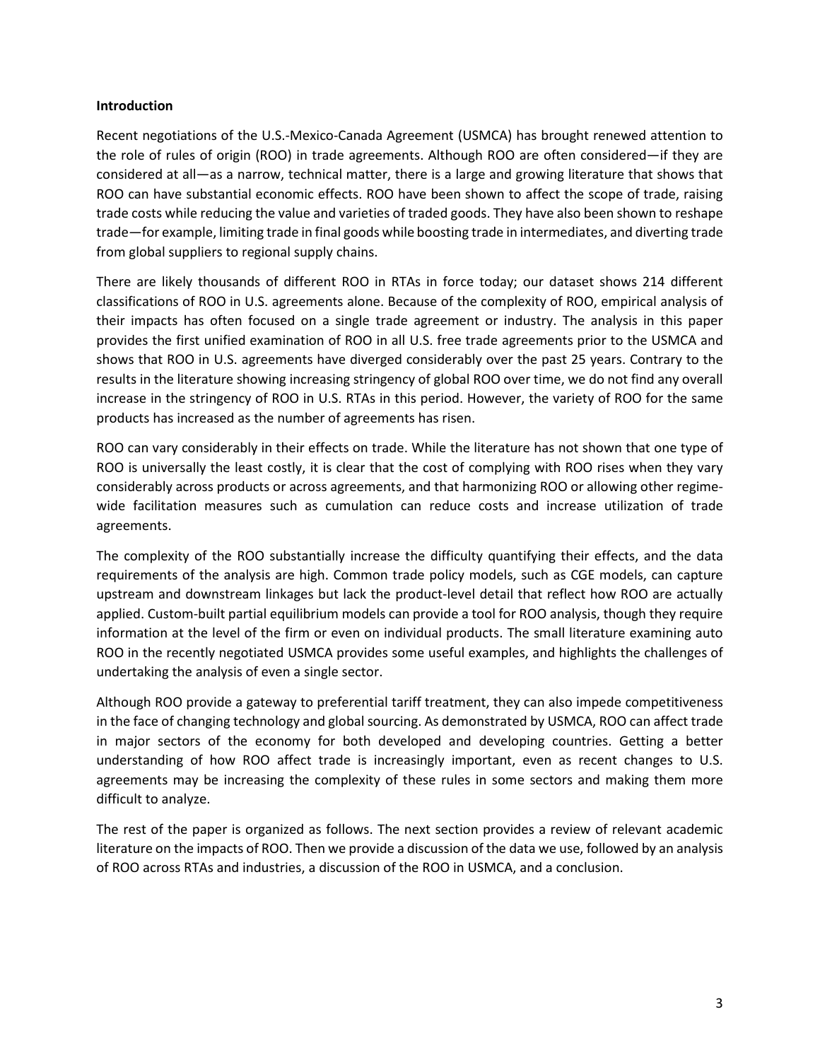## Introduction

Recent negotiations of the U.S.-Mexico-Canada Agreement (USMCA) has brought renewed attention to the role of rules of origin (ROO) in trade agreements. Although ROO are often considered—if they are considered at all—as a narrow, technical matter, there is a large and growing literature that shows that ROO can have substantial economic effects. ROO have been shown to affect the scope of trade, raising trade costs while reducing the value and varieties of traded goods. They have also been shown to reshape trade—for example, limiting trade in final goods while boosting trade in intermediates, and diverting trade from global suppliers to regional supply chains.

There are likely thousands of different ROO in RTAs in force today; our dataset shows 214 different classifications of ROO in U.S. agreements alone. Because of the complexity of ROO, empirical analysis of their impacts has often focused on a single trade agreement or industry. The analysis in this paper provides the first unified examination of ROO in all U.S. free trade agreements prior to the USMCA and shows that ROO in U.S. agreements have diverged considerably over the past 25 years. Contrary to the results in the literature showing increasing stringency of global ROO over time, we do not find any overall increase in the stringency of ROO in U.S. RTAs in this period. However, the variety of ROO for the same products has increased as the number of agreements has risen.

ROO can vary considerably in their effects on trade. While the literature has not shown that one type of ROO is universally the least costly, it is clear that the cost of complying with ROO rises when they vary considerably across products or across agreements, and that harmonizing ROO or allowing other regime-wide facilitation measures such as cumulation can reduce costs and increase utilization of trade agreements.

The complexity of the ROO substantially increase the difficulty quantifying their effects, and the data requirements of the analysis are high. Common trade policy models, such as CGE models, can capture upstream and downstream linkages but lack the product-level detail that reflect how ROO are actually applied. Custom-built partial equilibrium models can provide a tool for ROO analysis, though they require information at the level of the firm or even on individual products. The small literature examining auto ROO in the recently negotiated USMCA provides some useful examples, and highlights the challenges of undertaking the analysis of even a single sector.

Although ROO provide a gateway to preferential tariff treatment, they can also impede competitiveness in the face of changing technology and global sourcing. As demonstrated by USMCA, ROO can affect trade in major sectors of the economy for both developed and developing countries. Getting a better understanding of how ROO affect trade is increasingly important, even as recent changes to U.S. agreements may be increasing the complexity of these rules in some sectors and making them more difficult to analyze.

The rest of the paper is organized as follows. The next section provides a review of relevant academic literature on the impacts of ROO. Then we provide a discussion of the data we use, followed by an analysis of ROO across RTAs and industries, a discussion of the ROO in USMCA, and a conclusion.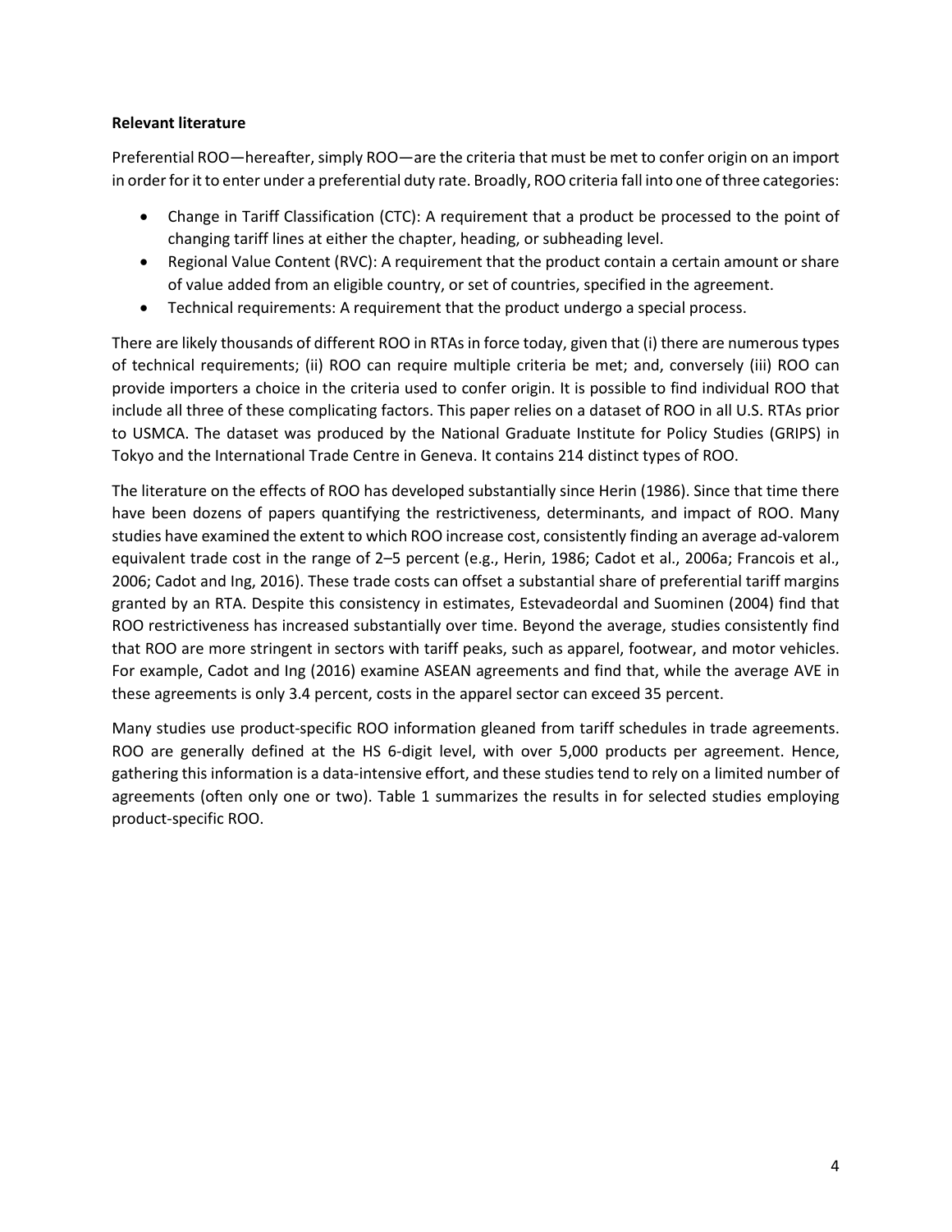**Relevant literature**

Preferential ROO—hereafter, simply ROO—are the criteria that must be met to confer origin on an import in order for it to enter under a preferential duty rate. Broadly, ROO criteria fall into one of three categories:

- Change in Tariff Classification (CTC): A requirement that a product be processed to the point of changing tariff lines at either the chapter, heading, or subheading level.
- Regional Value Content (RVC): A requirement that the product contain a certain amount or share of value added from an eligible country, or set of countries, specified in the agreement.
- Technical requirements: A requirement that the product undergo a special process.

There are likely thousands of different ROO in RTAs in force today, given that (i) there are numerous types of technical requirements; (ii) ROO can require multiple criteria be met; and, conversely (iii) ROO can provide importers a choice in the criteria used to confer origin. It is possible to find individual ROO that include all three of these complicating factors. This paper relies on a dataset of ROO in all U.S. RTAs prior to USMCA. The dataset was produced by the National Graduate Institute for Policy Studies (GRIPS) in Tokyo and the International Trade Centre in Geneva. It contains 214 distinct types of ROO.

The literature on the effects of ROO has developed substantially since Herin (1986). Since that time there have been dozens of papers quantifying the restrictiveness, determinants, and impact of ROO. Many studies have examined the extent to which ROO increase cost, consistently finding an average ad-valorem equivalent trade cost in the range of 2–5 percent (e.g., Herin, 1986; Cadot et al., 2006a; Francois et al., 2006; Cadot and Ing, 2016). These trade costs can offset a substantial share of preferential tariff margins granted by an RTA. Despite this consistency in estimates, Estevadeordal and Suominen (2004) find that ROO restrictiveness has increased substantially over time. Beyond the average, studies consistently find that ROO are more stringent in sectors with tariff peaks, such as apparel, footwear, and motor vehicles. For example, Cadot and Ing (2016) examine ASEAN agreements and find that, while the average AVE in these agreements is only 3.4 percent, costs in the apparel sector can exceed 35 percent.

Many studies use product-specific ROO information gleaned from tariff schedules in trade agreements. ROO are generally defined at the HS 6-digit level, with over 5,000 products per agreement. Hence, gathering this information is a data-intensive effort, and these studies tend to rely on a limited number of agreements (often only one or two). Table 1 summarizes the results in for selected studies employing product-specific ROO.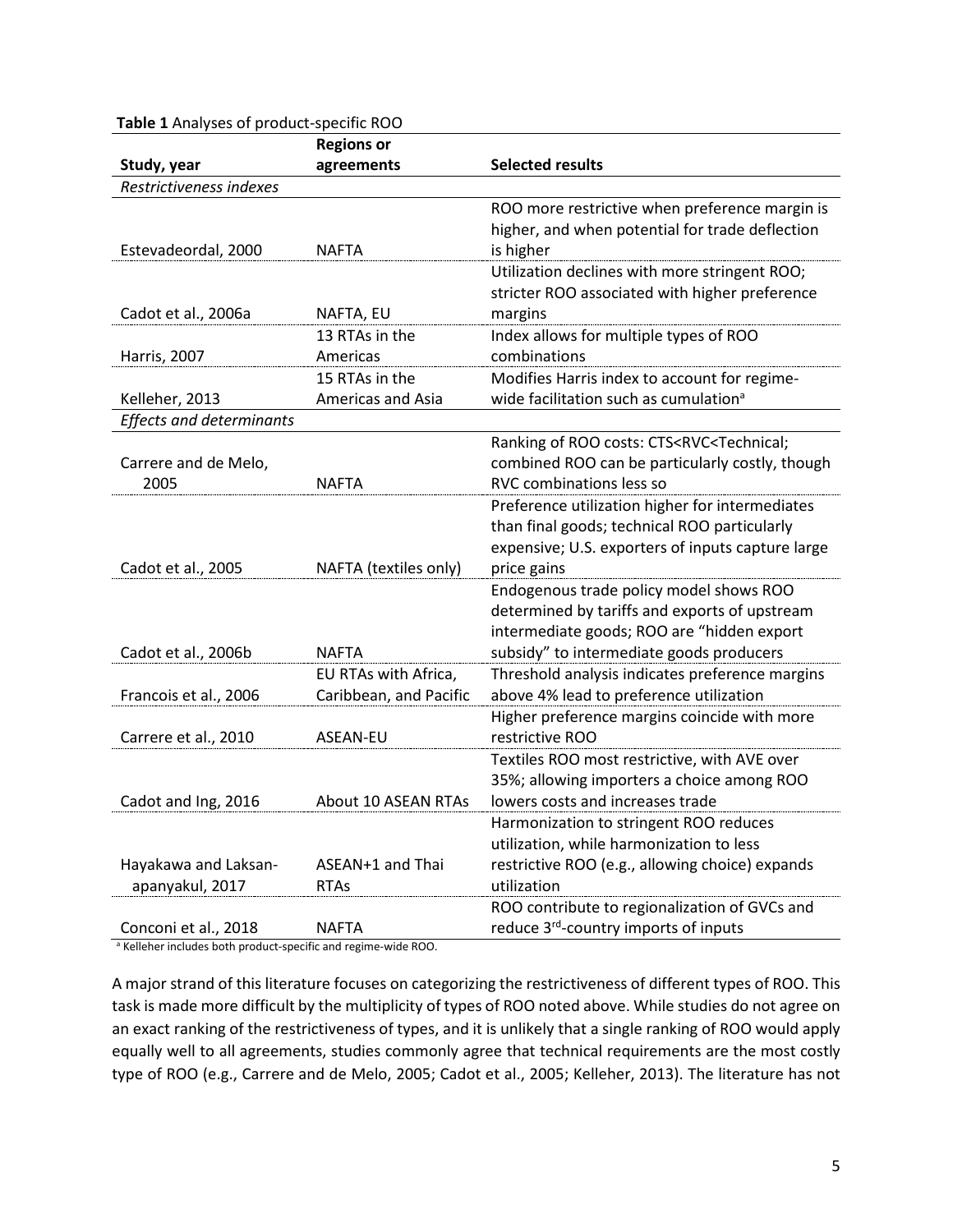**Table 1** Analyses of product-specific ROO

| Study, year | Regions or agreements | Selected results |
|---|---|---|
| *Restrictiveness indexes* | | |
| Estevadeordal, 2000 | NAFTA | ROO more restrictive when preference margin is higher, and when potential for trade deflection is higher |
| Cadot et al., 2006a | NAFTA, EU | Utilization declines with more stringent ROO; stricter ROO associated with higher preference margins |
| Harris, 2007 | 13 RTAs in the Americas | Index allows for multiple types of ROO combinations |
| Kelleher, 2013 | 15 RTAs in the Americas and Asia | Modifies Harris index to account for regime-wide facilitation such as cumulation[a] |
| *Effects and determinants* | | |
| Carrere and de Melo, 2005 | NAFTA | Ranking of ROO costs: CTS<RVC<Technical; combined ROO can be particularly costly, though RVC combinations less so |
| Cadot et al., 2005 | NAFTA (textiles only) | Preference utilization higher for intermediates than final goods; technical ROO particularly expensive; U.S. exporters of inputs capture large price gains |
| Cadot et al., 2006b | NAFTA | Endogenous trade policy model shows ROO determined by tariffs and exports of upstream intermediate goods; ROO are "hidden export subsidy" to intermediate goods producers |
| Francois et al., 2006 | EU RTAs with Africa, Caribbean, and Pacific | Threshold analysis indicates preference margins above 4% lead to preference utilization |
| Carrere et al., 2010 | ASEAN-EU | Higher preference margins coincide with more restrictive ROO |
| Cadot and Ing, 2016 | About 10 ASEAN RTAs | Textiles ROO most restrictive, with AVE over 35%; allowing importers a choice among ROO lowers costs and increases trade |
| Hayakawa and Laksan-apanyakul, 2017 | ASEAN+1 and Thai RTAs | Harmonization to stringent ROO reduces utilization, while harmonization to less restrictive ROO (e.g., allowing choice) expands utilization |
| Conconi et al., 2018 | NAFTA | ROO contribute to regionalization of GVCs and reduce 3rd-country imports of inputs |

[a] Kelleher includes both product-specific and regime-wide ROO.

A major strand of this literature focuses on categorizing the restrictiveness of different types of ROO. This task is made more difficult by the multiplicity of types of ROO noted above. While studies do not agree on an exact ranking of the restrictiveness of types, and it is unlikely that a single ranking of ROO would apply equally well to all agreements, studies commonly agree that technical requirements are the most costly type of ROO (e.g., Carrere and de Melo, 2005; Cadot et al., 2005; Kelleher, 2013). The literature has not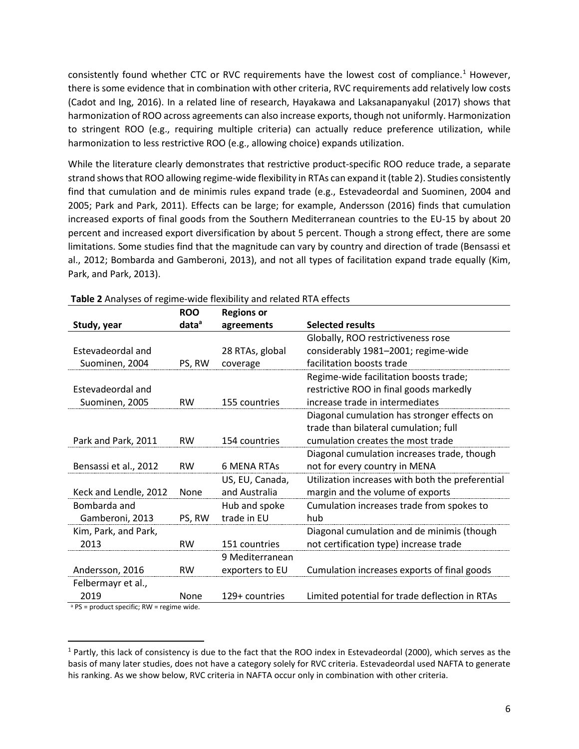consistently found whether CTC or RVC requirements have the lowest cost of compliance.[1] However, there is some evidence that in combination with other criteria, RVC requirements add relatively low costs (Cadot and Ing, 2016). In a related line of research, Hayakawa and Laksanapanyakul (2017) shows that harmonization of ROO across agreements can also increase exports, though not uniformly. Harmonization to stringent ROO (e.g., requiring multiple criteria) can actually reduce preference utilization, while harmonization to less restrictive ROO (e.g., allowing choice) expands utilization.

While the literature clearly demonstrates that restrictive product-specific ROO reduce trade, a separate strand shows that ROO allowing regime-wide flexibility in RTAs can expand it (table 2). Studies consistently find that cumulation and de minimis rules expand trade (e.g., Estevadeordal and Suominen, 2004 and 2005; Park and Park, 2011). Effects can be large; for example, Andersson (2016) finds that cumulation increased exports of final goods from the Southern Mediterranean countries to the EU-15 by about 20 percent and increased export diversification by about 5 percent. Though a strong effect, there are some limitations. Some studies find that the magnitude can vary by country and direction of trade (Bensassi et al., 2012; Bombarda and Gamberoni, 2013), and not all types of facilitation expand trade equally (Kim, Park, and Park, 2013).

**Table 2** Analyses of regime-wide flexibility and related RTA effects

| Study, year | ROO data[a] | Regions or agreements | Selected results |
|---|---|---|---|
| Estevadeordal and Suominen, 2004 | PS, RW | 28 RTAs, global coverage | Globally, ROO restrictiveness rose considerably 1981–2001; regime-wide facilitation boosts trade |
| Estevadeordal and Suominen, 2005 | RW | 155 countries | Regime-wide facilitation boosts trade; restrictive ROO in final goods markedly increase trade in intermediates |
| Park and Park, 2011 | RW | 154 countries | Diagonal cumulation has stronger effects on trade than bilateral cumulation; full cumulation creates the most trade |
| Bensassi et al., 2012 | RW | 6 MENA RTAs | Diagonal cumulation increases trade, though not for every country in MENA |
| Keck and Lendle, 2012 | None | US, EU, Canada, and Australia | Utilization increases with both the preferential margin and the volume of exports |
| Bombarda and Gamberoni, 2013 | PS, RW | Hub and spoke trade in EU | Cumulation increases trade from spokes to hub |
| Kim, Park, and Park, 2013 | RW | 151 countries | Diagonal cumulation and de minimis (though not certification type) increase trade |
| Andersson, 2016 | RW | 9 Mediterranean exporters to EU | Cumulation increases exports of final goods |
| Felbermayr et al., 2019 | None | 129+ countries | Limited potential for trade deflection in RTAs |

[a] PS = product specific; RW = regime wide.

[1] Partly, this lack of consistency is due to the fact that the ROO index in Estevadeordal (2000), which serves as the basis of many later studies, does not have a category solely for RVC criteria. Estevadeordal used NAFTA to generate his ranking. As we show below, RVC criteria in NAFTA occur only in combination with other criteria.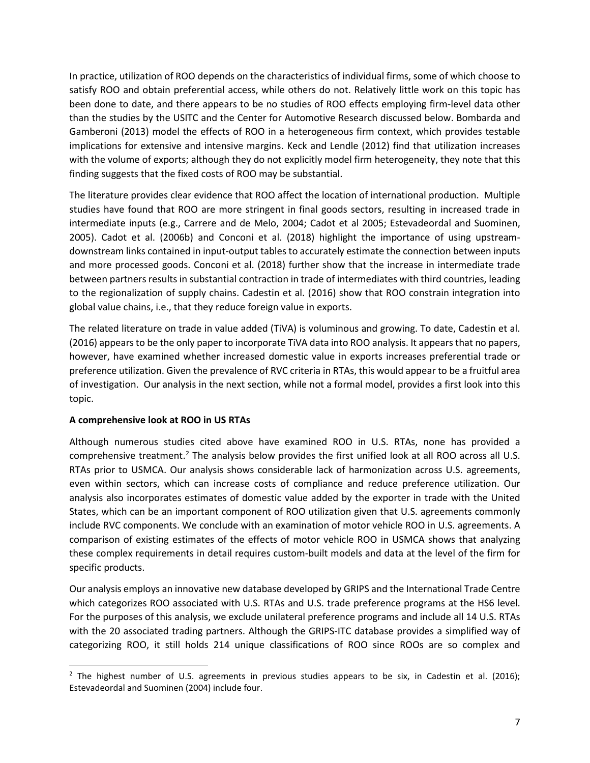In practice, utilization of ROO depends on the characteristics of individual firms, some of which choose to satisfy ROO and obtain preferential access, while others do not. Relatively little work on this topic has been done to date, and there appears to be no studies of ROO effects employing firm-level data other than the studies by the USITC and the Center for Automotive Research discussed below. Bombarda and Gamberoni (2013) model the effects of ROO in a heterogeneous firm context, which provides testable implications for extensive and intensive margins. Keck and Lendle (2012) find that utilization increases with the volume of exports; although they do not explicitly model firm heterogeneity, they note that this finding suggests that the fixed costs of ROO may be substantial.

The literature provides clear evidence that ROO affect the location of international production. Multiple studies have found that ROO are more stringent in final goods sectors, resulting in increased trade in intermediate inputs (e.g., Carrere and de Melo, 2004; Cadot et al 2005; Estevadeordal and Suominen, 2005). Cadot et al. (2006b) and Conconi et al. (2018) highlight the importance of using upstream-downstream links contained in input-output tables to accurately estimate the connection between inputs and more processed goods. Conconi et al. (2018) further show that the increase in intermediate trade between partners results in substantial contraction in trade of intermediates with third countries, leading to the regionalization of supply chains. Cadestin et al. (2016) show that ROO constrain integration into global value chains, i.e., that they reduce foreign value in exports.

The related literature on trade in value added (TiVA) is voluminous and growing. To date, Cadestin et al. (2016) appears to be the only paper to incorporate TiVA data into ROO analysis. It appears that no papers, however, have examined whether increased domestic value in exports increases preferential trade or preference utilization. Given the prevalence of RVC criteria in RTAs, this would appear to be a fruitful area of investigation. Our analysis in the next section, while not a formal model, provides a first look into this topic.

**A comprehensive look at ROO in US RTAs**

Although numerous studies cited above have examined ROO in U.S. RTAs, none has provided a comprehensive treatment.[2] The analysis below provides the first unified look at all ROO across all U.S. RTAs prior to USMCA. Our analysis shows considerable lack of harmonization across U.S. agreements, even within sectors, which can increase costs of compliance and reduce preference utilization. Our analysis also incorporates estimates of domestic value added by the exporter in trade with the United States, which can be an important component of ROO utilization given that U.S. agreements commonly include RVC components. We conclude with an examination of motor vehicle ROO in U.S. agreements. A comparison of existing estimates of the effects of motor vehicle ROO in USMCA shows that analyzing these complex requirements in detail requires custom-built models and data at the level of the firm for specific products.

Our analysis employs an innovative new database developed by GRIPS and the International Trade Centre which categorizes ROO associated with U.S. RTAs and U.S. trade preference programs at the HS6 level. For the purposes of this analysis, we exclude unilateral preference programs and include all 14 U.S. RTAs with the 20 associated trading partners. Although the GRIPS-ITC database provides a simplified way of categorizing ROO, it still holds 214 unique classifications of ROO since ROOs are so complex and

[2] The highest number of U.S. agreements in previous studies appears to be six, in Cadestin et al. (2016); Estevadeordal and Suominen (2004) include four.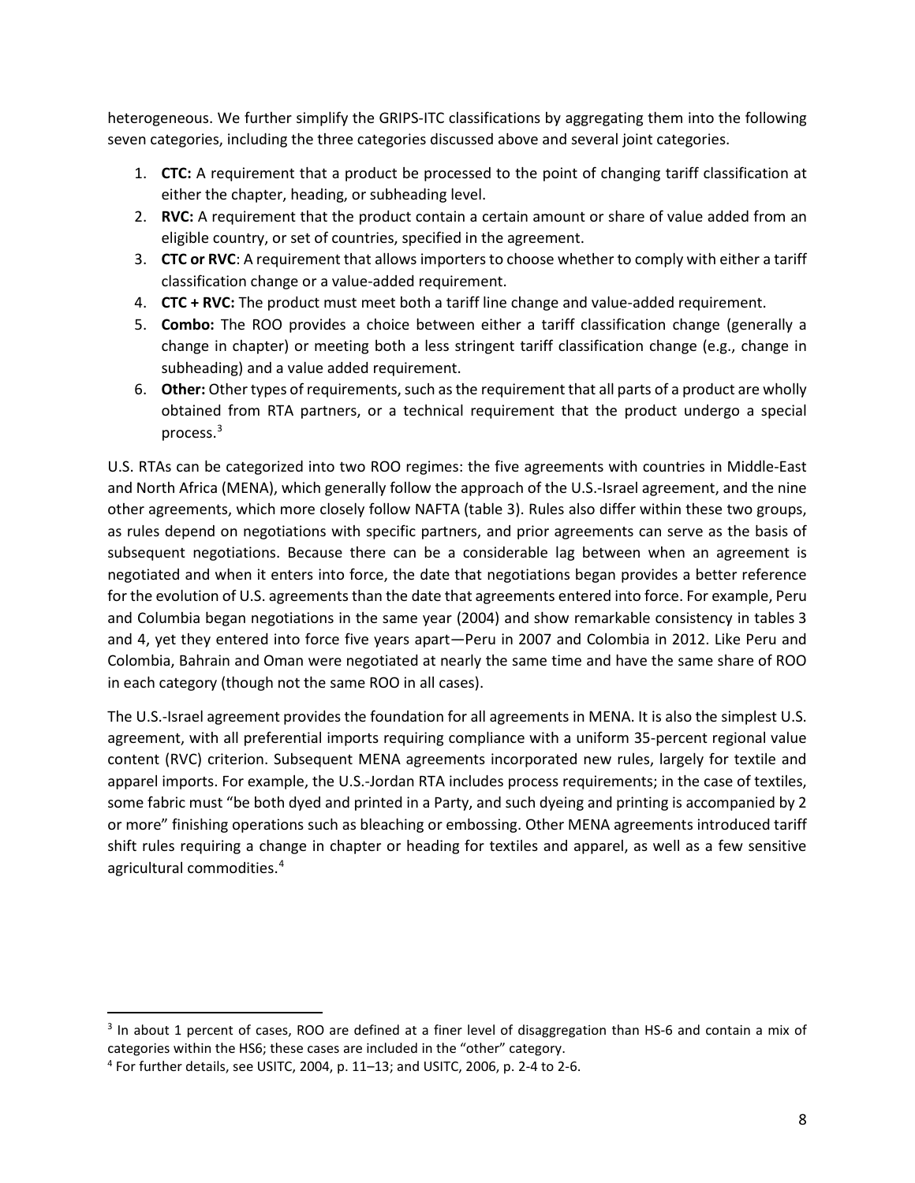heterogeneous. We further simplify the GRIPS-ITC classifications by aggregating them into the following seven categories, including the three categories discussed above and several joint categories.

1. **CTC:** A requirement that a product be processed to the point of changing tariff classification at either the chapter, heading, or subheading level.
2. **RVC:** A requirement that the product contain a certain amount or share of value added from an eligible country, or set of countries, specified in the agreement.
3. **CTC or RVC**: A requirement that allows importers to choose whether to comply with either a tariff classification change or a value-added requirement.
4. **CTC + RVC:** The product must meet both a tariff line change and value-added requirement.
5. **Combo:** The ROO provides a choice between either a tariff classification change (generally a change in chapter) or meeting both a less stringent tariff classification change (e.g., change in subheading) and a value added requirement.
6. **Other:** Other types of requirements, such as the requirement that all parts of a product are wholly obtained from RTA partners, or a technical requirement that the product undergo a special process.[3]

U.S. RTAs can be categorized into two ROO regimes: the five agreements with countries in Middle-East and North Africa (MENA), which generally follow the approach of the U.S.-Israel agreement, and the nine other agreements, which more closely follow NAFTA (table 3). Rules also differ within these two groups, as rules depend on negotiations with specific partners, and prior agreements can serve as the basis of subsequent negotiations. Because there can be a considerable lag between when an agreement is negotiated and when it enters into force, the date that negotiations began provides a better reference for the evolution of U.S. agreements than the date that agreements entered into force. For example, Peru and Columbia began negotiations in the same year (2004) and show remarkable consistency in tables 3 and 4, yet they entered into force five years apart—Peru in 2007 and Colombia in 2012. Like Peru and Colombia, Bahrain and Oman were negotiated at nearly the same time and have the same share of ROO in each category (though not the same ROO in all cases).

The U.S.-Israel agreement provides the foundation for all agreements in MENA. It is also the simplest U.S. agreement, with all preferential imports requiring compliance with a uniform 35-percent regional value content (RVC) criterion. Subsequent MENA agreements incorporated new rules, largely for textile and apparel imports. For example, the U.S.-Jordan RTA includes process requirements; in the case of textiles, some fabric must "be both dyed and printed in a Party, and such dyeing and printing is accompanied by 2 or more" finishing operations such as bleaching or embossing. Other MENA agreements introduced tariff shift rules requiring a change in chapter or heading for textiles and apparel, as well as a few sensitive agricultural commodities.[4]

---

[3] In about 1 percent of cases, ROO are defined at a finer level of disaggregation than HS-6 and contain a mix of categories within the HS6; these cases are included in the "other" category.

[4] For further details, see USITC, 2004, p. 11–13; and USITC, 2006, p. 2-4 to 2-6.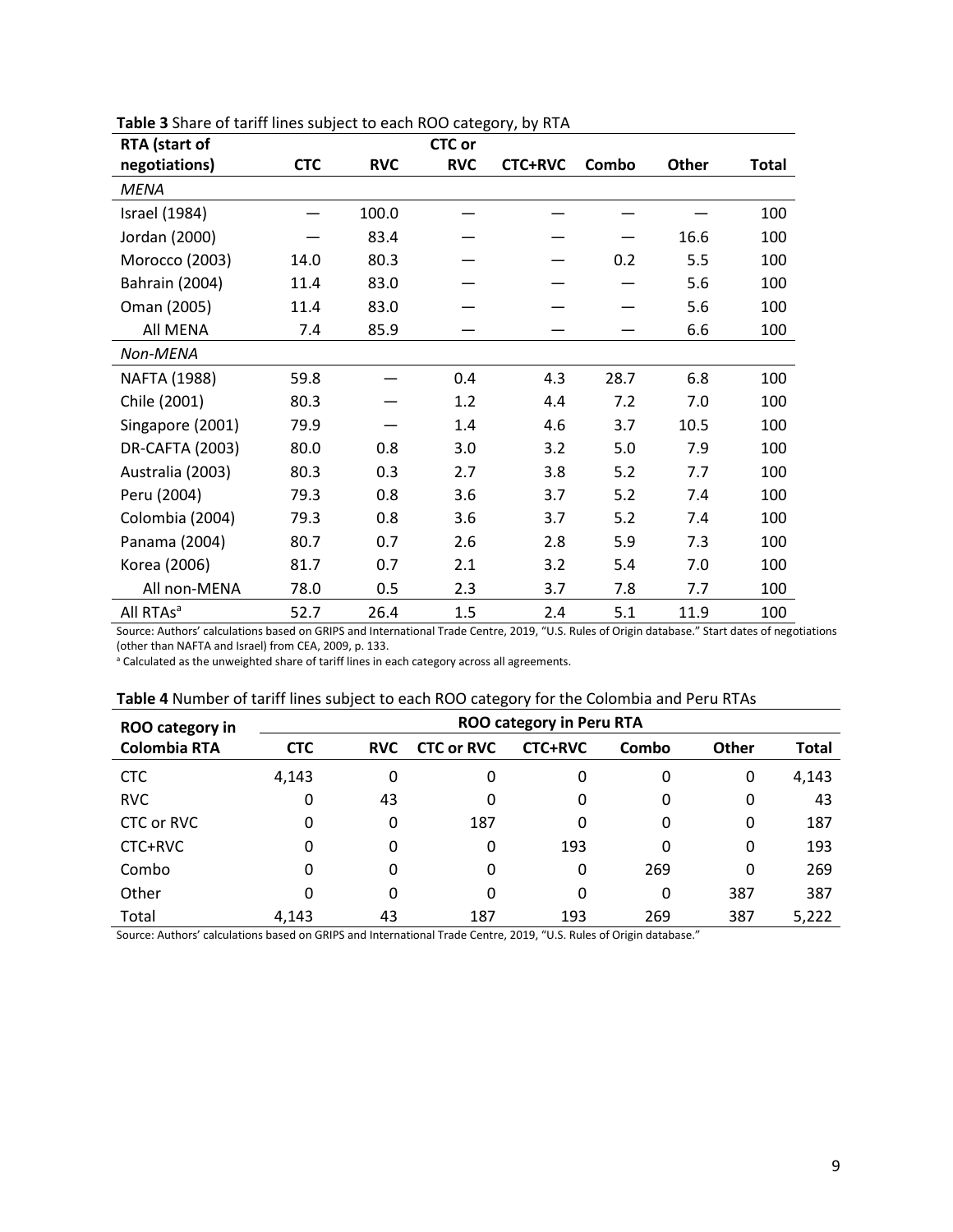**Table 3** Share of tariff lines subject to each ROO category, by RTA

| RTA (start of negotiations) | CTC | RVC | CTC or RVC | CTC+RVC | Combo | Other | Total |
|---|---|---|---|---|---|---|---|
| *MENA* | | | | | | | |
| Israel (1984) | — | 100.0 | — | — | — | — | 100 |
| Jordan (2000) | — | 83.4 | — | — | — | 16.6 | 100 |
| Morocco (2003) | 14.0 | 80.3 | — | — | 0.2 | 5.5 | 100 |
| Bahrain (2004) | 11.4 | 83.0 | — | — | — | 5.6 | 100 |
| Oman (2005) | 11.4 | 83.0 | — | — | — | 5.6 | 100 |
| All MENA | 7.4 | 85.9 | — | — | — | 6.6 | 100 |
| *Non-MENA* | | | | | | | |
| NAFTA (1988) | 59.8 | — | 0.4 | 4.3 | 28.7 | 6.8 | 100 |
| Chile (2001) | 80.3 | — | 1.2 | 4.4 | 7.2 | 7.0 | 100 |
| Singapore (2001) | 79.9 | — | 1.4 | 4.6 | 3.7 | 10.5 | 100 |
| DR-CAFTA (2003) | 80.0 | 0.8 | 3.0 | 3.2 | 5.0 | 7.9 | 100 |
| Australia (2003) | 80.3 | 0.3 | 2.7 | 3.8 | 5.2 | 7.7 | 100 |
| Peru (2004) | 79.3 | 0.8 | 3.6 | 3.7 | 5.2 | 7.4 | 100 |
| Colombia (2004) | 79.3 | 0.8 | 3.6 | 3.7 | 5.2 | 7.4 | 100 |
| Panama (2004) | 80.7 | 0.7 | 2.6 | 2.8 | 5.9 | 7.3 | 100 |
| Korea (2006) | 81.7 | 0.7 | 2.1 | 3.2 | 5.4 | 7.0 | 100 |
| All non-MENA | 78.0 | 0.5 | 2.3 | 3.7 | 7.8 | 7.7 | 100 |
| All RTAs[a] | 52.7 | 26.4 | 1.5 | 2.4 | 5.1 | 11.9 | 100 |

Source: Authors' calculations based on GRIPS and International Trade Centre, 2019, "U.S. Rules of Origin database." Start dates of negotiations (other than NAFTA and Israel) from CEA, 2009, p. 133.

[a] Calculated as the unweighted share of tariff lines in each category across all agreements.

**Table 4** Number of tariff lines subject to each ROO category for the Colombia and Peru RTAs

| ROO category in Colombia RTA | ROO category in Peru RTA | | | | | | |
|---|---|---|---|---|---|---|---|
| | CTC | RVC | CTC or RVC | CTC+RVC | Combo | Other | Total |
| CTC | 4,143 | 0 | 0 | 0 | 0 | 0 | 4,143 |
| RVC | 0 | 43 | 0 | 0 | 0 | 0 | 43 |
| CTC or RVC | 0 | 0 | 187 | 0 | 0 | 0 | 187 |
| CTC+RVC | 0 | 0 | 0 | 193 | 0 | 0 | 193 |
| Combo | 0 | 0 | 0 | 0 | 269 | 0 | 269 |
| Other | 0 | 0 | 0 | 0 | 0 | 387 | 387 |
| Total | 4,143 | 43 | 187 | 193 | 269 | 387 | 5,222 |

Source: Authors' calculations based on GRIPS and International Trade Centre, 2019, "U.S. Rules of Origin database."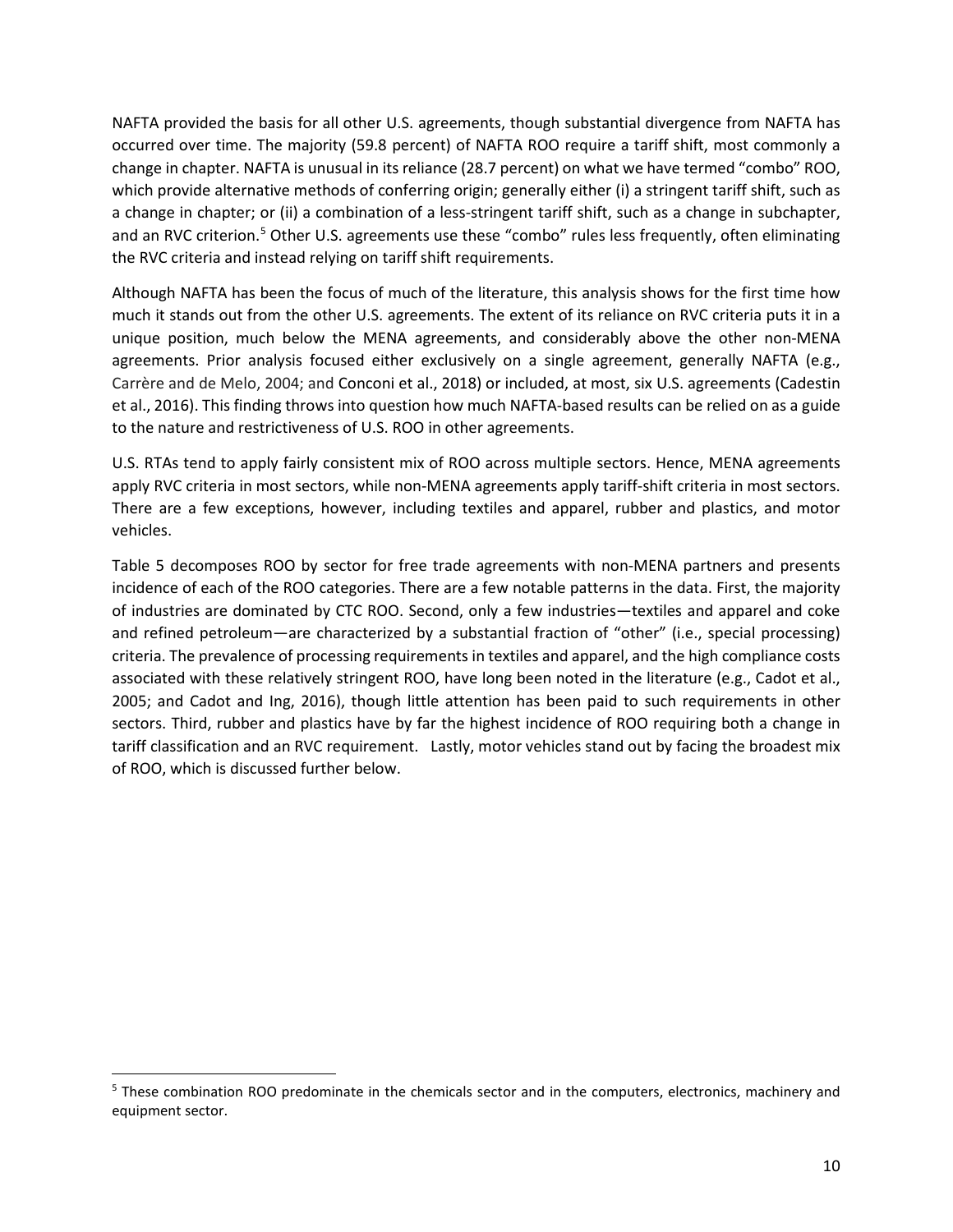NAFTA provided the basis for all other U.S. agreements, though substantial divergence from NAFTA has occurred over time. The majority (59.8 percent) of NAFTA ROO require a tariff shift, most commonly a change in chapter. NAFTA is unusual in its reliance (28.7 percent) on what we have termed "combo" ROO, which provide alternative methods of conferring origin; generally either (i) a stringent tariff shift, such as a change in chapter; or (ii) a combination of a less-stringent tariff shift, such as a change in subchapter, and an RVC criterion.[5] Other U.S. agreements use these "combo" rules less frequently, often eliminating the RVC criteria and instead relying on tariff shift requirements.

Although NAFTA has been the focus of much of the literature, this analysis shows for the first time how much it stands out from the other U.S. agreements. The extent of its reliance on RVC criteria puts it in a unique position, much below the MENA agreements, and considerably above the other non-MENA agreements. Prior analysis focused either exclusively on a single agreement, generally NAFTA (e.g., Carrère and de Melo, 2004; and Conconi et al., 2018) or included, at most, six U.S. agreements (Cadestin et al., 2016). This finding throws into question how much NAFTA-based results can be relied on as a guide to the nature and restrictiveness of U.S. ROO in other agreements.

U.S. RTAs tend to apply fairly consistent mix of ROO across multiple sectors. Hence, MENA agreements apply RVC criteria in most sectors, while non-MENA agreements apply tariff-shift criteria in most sectors. There are a few exceptions, however, including textiles and apparel, rubber and plastics, and motor vehicles.

Table 5 decomposes ROO by sector for free trade agreements with non-MENA partners and presents incidence of each of the ROO categories. There are a few notable patterns in the data. First, the majority of industries are dominated by CTC ROO. Second, only a few industries—textiles and apparel and coke and refined petroleum—are characterized by a substantial fraction of "other" (i.e., special processing) criteria. The prevalence of processing requirements in textiles and apparel, and the high compliance costs associated with these relatively stringent ROO, have long been noted in the literature (e.g., Cadot et al., 2005; and Cadot and Ing, 2016), though little attention has been paid to such requirements in other sectors. Third, rubber and plastics have by far the highest incidence of ROO requiring both a change in tariff classification and an RVC requirement. Lastly, motor vehicles stand out by facing the broadest mix of ROO, which is discussed further below.

[5] These combination ROO predominate in the chemicals sector and in the computers, electronics, machinery and equipment sector.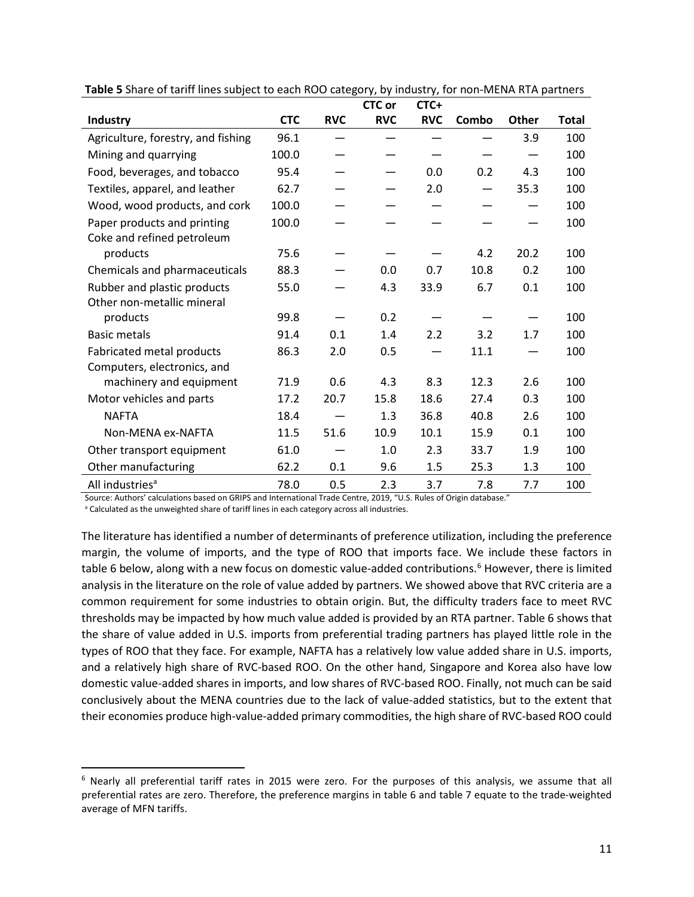**Table 5** Share of tariff lines subject to each ROO category, by industry, for non-MENA RTA partners

| Industry | CTC | RVC | CTC or RVC | CTC+ RVC | Combo | Other | Total |
|---|---|---|---|---|---|---|---|
| Agriculture, forestry, and fishing | 96.1 | — | — | — | — | 3.9 | 100 |
| Mining and quarrying | 100.0 | — | — | — | — | — | 100 |
| Food, beverages, and tobacco | 95.4 | — | — | 0.0 | 0.2 | 4.3 | 100 |
| Textiles, apparel, and leather | 62.7 | — | — | 2.0 | — | 35.3 | 100 |
| Wood, wood products, and cork | 100.0 | — | — | — | — | — | 100 |
| Paper products and printing | 100.0 | — | — | — | — | — | 100 |
| Coke and refined petroleum products | 75.6 | — | — | — | 4.2 | 20.2 | 100 |
| Chemicals and pharmaceuticals | 88.3 | — | 0.0 | 0.7 | 10.8 | 0.2 | 100 |
| Rubber and plastic products | 55.0 | — | 4.3 | 33.9 | 6.7 | 0.1 | 100 |
| Other non-metallic mineral products | 99.8 | — | 0.2 | — | — | — | 100 |
| Basic metals | 91.4 | 0.1 | 1.4 | 2.2 | 3.2 | 1.7 | 100 |
| Fabricated metal products | 86.3 | 2.0 | 0.5 | — | 11.1 | — | 100 |
| Computers, electronics, and machinery and equipment | 71.9 | 0.6 | 4.3 | 8.3 | 12.3 | 2.6 | 100 |
| Motor vehicles and parts | 17.2 | 20.7 | 15.8 | 18.6 | 27.4 | 0.3 | 100 |
| NAFTA | 18.4 | — | 1.3 | 36.8 | 40.8 | 2.6 | 100 |
| Non-MENA ex-NAFTA | 11.5 | 51.6 | 10.9 | 10.1 | 15.9 | 0.1 | 100 |
| Other transport equipment | 61.0 | — | 1.0 | 2.3 | 33.7 | 1.9 | 100 |
| Other manufacturing | 62.2 | 0.1 | 9.6 | 1.5 | 25.3 | 1.3 | 100 |
| All industries[a] | 78.0 | 0.5 | 2.3 | 3.7 | 7.8 | 7.7 | 100 |

Source: Authors' calculations based on GRIPS and International Trade Centre, 2019, "U.S. Rules of Origin database."

[a] Calculated as the unweighted share of tariff lines in each category across all industries.

The literature has identified a number of determinants of preference utilization, including the preference margin, the volume of imports, and the type of ROO that imports face. We include these factors in table 6 below, along with a new focus on domestic value-added contributions.[6] However, there is limited analysis in the literature on the role of value added by partners. We showed above that RVC criteria are a common requirement for some industries to obtain origin. But, the difficulty traders face to meet RVC thresholds may be impacted by how much value added is provided by an RTA partner. Table 6 shows that the share of value added in U.S. imports from preferential trading partners has played little role in the types of ROO that they face. For example, NAFTA has a relatively low value added share in U.S. imports, and a relatively high share of RVC-based ROO. On the other hand, Singapore and Korea also have low domestic value-added shares in imports, and low shares of RVC-based ROO. Finally, not much can be said conclusively about the MENA countries due to the lack of value-added statistics, but to the extent that their economies produce high-value-added primary commodities, the high share of RVC-based ROO could

[6] Nearly all preferential tariff rates in 2015 were zero. For the purposes of this analysis, we assume that all preferential rates are zero. Therefore, the preference margins in table 6 and table 7 equate to the trade-weighted average of MFN tariffs.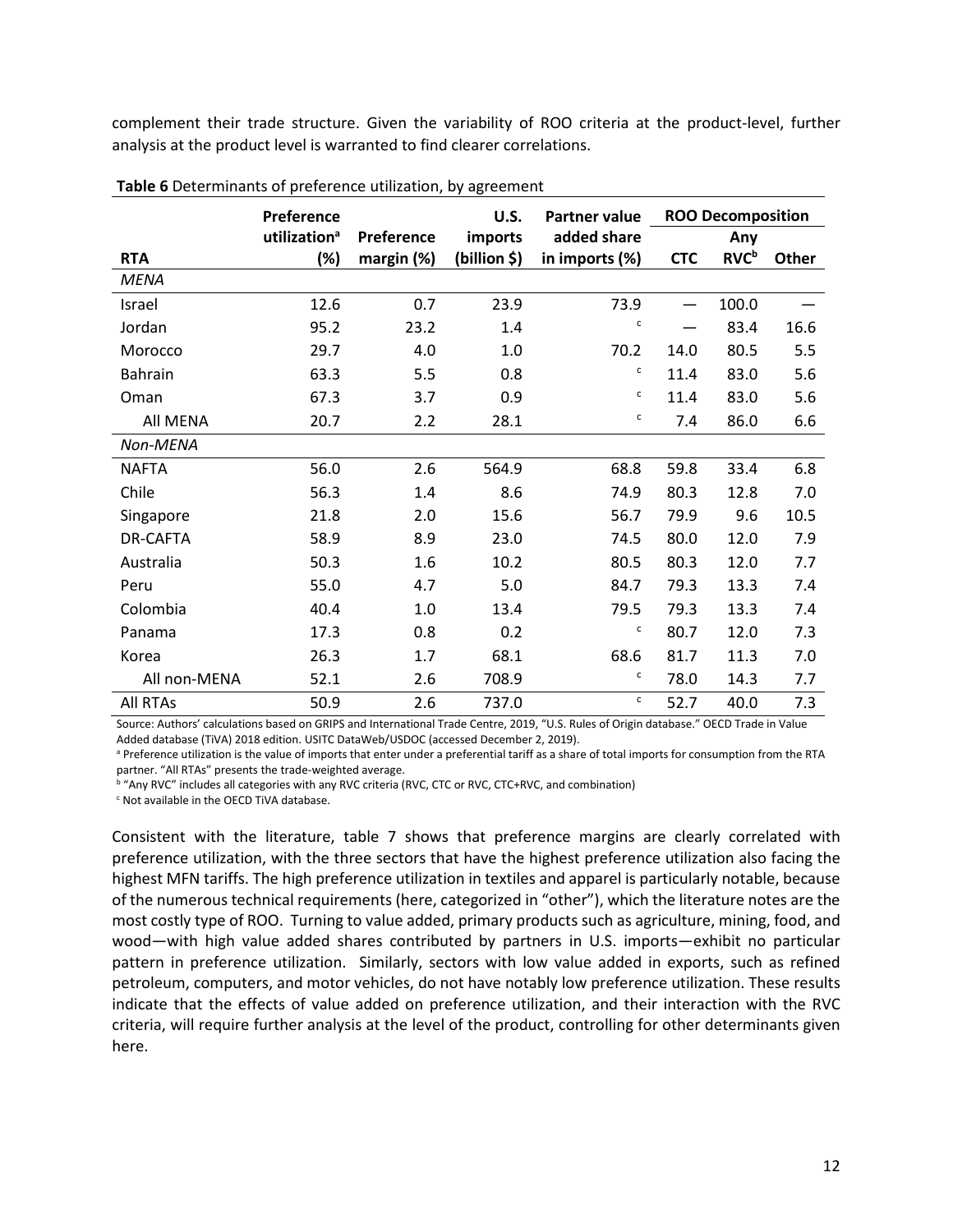complement their trade structure. Given the variability of ROO criteria at the product-level, further analysis at the product level is warranted to find clearer correlations.

**Table 6** Determinants of preference utilization, by agreement

| RTA | Preference utilization[a] (%) | Preference margin (%) | U.S. imports (billion $) | Partner value added share in imports (%) | ROO Decomposition | | |
|---|---|---|---|---|---|---|---|
| | | | | | CTC | Any RVC[b] | Other |
| *MENA* | | | | | | | |
| Israel | 12.6 | 0.7 | 23.9 | 73.9 | — | 100.0 | — |
| Jordan | 95.2 | 23.2 | 1.4 | [c] | — | 83.4 | 16.6 |
| Morocco | 29.7 | 4.0 | 1.0 | 70.2 | 14.0 | 80.5 | 5.5 |
| Bahrain | 63.3 | 5.5 | 0.8 | [c] | 11.4 | 83.0 | 5.6 |
| Oman | 67.3 | 3.7 | 0.9 | [c] | 11.4 | 83.0 | 5.6 |
| All MENA | 20.7 | 2.2 | 28.1 | [c] | 7.4 | 86.0 | 6.6 |
| *Non-MENA* | | | | | | | |
| NAFTA | 56.0 | 2.6 | 564.9 | 68.8 | 59.8 | 33.4 | 6.8 |
| Chile | 56.3 | 1.4 | 8.6 | 74.9 | 80.3 | 12.8 | 7.0 |
| Singapore | 21.8 | 2.0 | 15.6 | 56.7 | 79.9 | 9.6 | 10.5 |
| DR-CAFTA | 58.9 | 8.9 | 23.0 | 74.5 | 80.0 | 12.0 | 7.9 |
| Australia | 50.3 | 1.6 | 10.2 | 80.5 | 80.3 | 12.0 | 7.7 |
| Peru | 55.0 | 4.7 | 5.0 | 84.7 | 79.3 | 13.3 | 7.4 |
| Colombia | 40.4 | 1.0 | 13.4 | 79.5 | 79.3 | 13.3 | 7.4 |
| Panama | 17.3 | 0.8 | 0.2 | [c] | 80.7 | 12.0 | 7.3 |
| Korea | 26.3 | 1.7 | 68.1 | 68.6 | 81.7 | 11.3 | 7.0 |
| All non-MENA | 52.1 | 2.6 | 708.9 | [c] | 78.0 | 14.3 | 7.7 |
| All RTAs | 50.9 | 2.6 | 737.0 | [c] | 52.7 | 40.0 | 7.3 |

Source: Authors' calculations based on GRIPS and International Trade Centre, 2019, "U.S. Rules of Origin database." OECD Trade in Value Added database (TiVA) 2018 edition. USITC DataWeb/USDOC (accessed December 2, 2019).

[a] Preference utilization is the value of imports that enter under a preferential tariff as a share of total imports for consumption from the RTA partner. "All RTAs" presents the trade-weighted average.

[b] "Any RVC" includes all categories with any RVC criteria (RVC, CTC or RVC, CTC+RVC, and combination)

[c] Not available in the OECD TiVA database.

Consistent with the literature, table 7 shows that preference margins are clearly correlated with preference utilization, with the three sectors that have the highest preference utilization also facing the highest MFN tariffs. The high preference utilization in textiles and apparel is particularly notable, because of the numerous technical requirements (here, categorized in "other"), which the literature notes are the most costly type of ROO. Turning to value added, primary products such as agriculture, mining, food, and wood—with high value added shares contributed by partners in U.S. imports—exhibit no particular pattern in preference utilization. Similarly, sectors with low value added in exports, such as refined petroleum, computers, and motor vehicles, do not have notably low preference utilization. These results indicate that the effects of value added on preference utilization, and their interaction with the RVC criteria, will require further analysis at the level of the product, controlling for other determinants given here.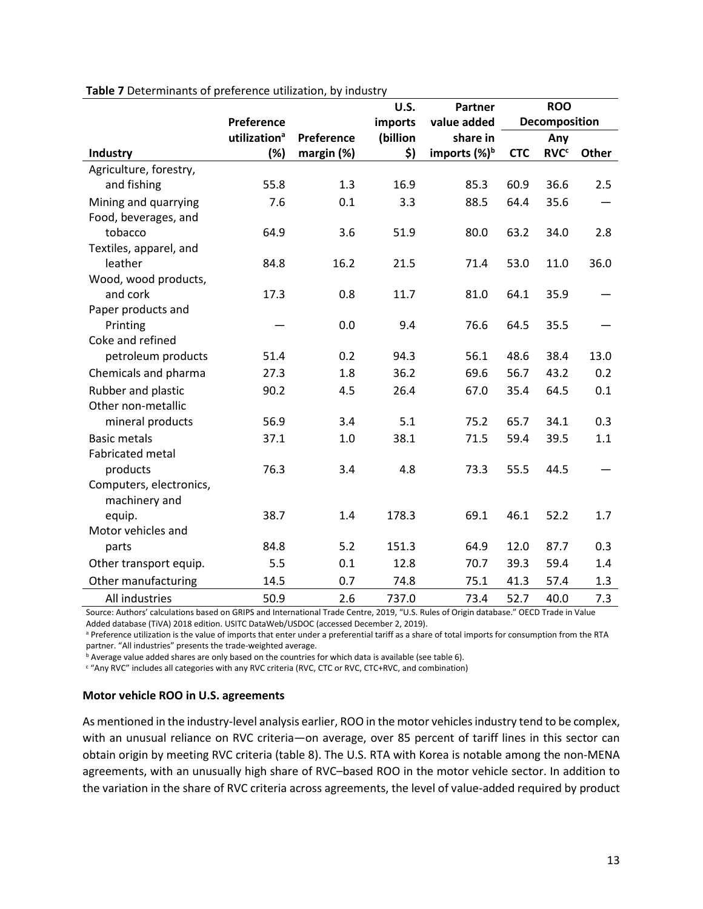**Table 7** Determinants of preference utilization, by industry

| Industry | Preference utilization[a] (%) | Preference margin (%) | U.S. imports (billion $) | Partner value added share in imports (%)[b] | ROO Decomposition | | |
|---|---|---|---|---|---|---|---|
| | | | | | CTC | Any RVC[c] | Other |
| Agriculture, forestry, and fishing | 55.8 | 1.3 | 16.9 | 85.3 | 60.9 | 36.6 | 2.5 |
| Mining and quarrying | 7.6 | 0.1 | 3.3 | 88.5 | 64.4 | 35.6 | — |
| Food, beverages, and tobacco | 64.9 | 3.6 | 51.9 | 80.0 | 63.2 | 34.0 | 2.8 |
| Textiles, apparel, and leather | 84.8 | 16.2 | 21.5 | 71.4 | 53.0 | 11.0 | 36.0 |
| Wood, wood products, and cork | 17.3 | 0.8 | 11.7 | 81.0 | 64.1 | 35.9 | — |
| Paper products and Printing | — | 0.0 | 9.4 | 76.6 | 64.5 | 35.5 | — |
| Coke and refined petroleum products | 51.4 | 0.2 | 94.3 | 56.1 | 48.6 | 38.4 | 13.0 |
| Chemicals and pharma | 27.3 | 1.8 | 36.2 | 69.6 | 56.7 | 43.2 | 0.2 |
| Rubber and plastic | 90.2 | 4.5 | 26.4 | 67.0 | 35.4 | 64.5 | 0.1 |
| Other non-metallic mineral products | 56.9 | 3.4 | 5.1 | 75.2 | 65.7 | 34.1 | 0.3 |
| Basic metals | 37.1 | 1.0 | 38.1 | 71.5 | 59.4 | 39.5 | 1.1 |
| Fabricated metal products | 76.3 | 3.4 | 4.8 | 73.3 | 55.5 | 44.5 | — |
| Computers, electronics, machinery and equip. | 38.7 | 1.4 | 178.3 | 69.1 | 46.1 | 52.2 | 1.7 |
| Motor vehicles and parts | 84.8 | 5.2 | 151.3 | 64.9 | 12.0 | 87.7 | 0.3 |
| Other transport equip. | 5.5 | 0.1 | 12.8 | 70.7 | 39.3 | 59.4 | 1.4 |
| Other manufacturing | 14.5 | 0.7 | 74.8 | 75.1 | 41.3 | 57.4 | 1.3 |
| All industries | 50.9 | 2.6 | 737.0 | 73.4 | 52.7 | 40.0 | 7.3 |

Source: Authors' calculations based on GRIPS and International Trade Centre, 2019, "U.S. Rules of Origin database." OECD Trade in Value Added database (TiVA) 2018 edition. USITC DataWeb/USDOC (accessed December 2, 2019).

[a] Preference utilization is the value of imports that enter under a preferential tariff as a share of total imports for consumption from the RTA partner. "All industries" presents the trade-weighted average.

[b] Average value added shares are only based on the countries for which data is available (see table 6).

[c] "Any RVC" includes all categories with any RVC criteria (RVC, CTC or RVC, CTC+RVC, and combination)

**Motor vehicle ROO in U.S. agreements**

As mentioned in the industry-level analysis earlier, ROO in the motor vehicles industry tend to be complex, with an unusual reliance on RVC criteria—on average, over 85 percent of tariff lines in this sector can obtain origin by meeting RVC criteria (table 8). The U.S. RTA with Korea is notable among the non-MENA agreements, with an unusually high share of RVC–based ROO in the motor vehicle sector. In addition to the variation in the share of RVC criteria across agreements, the level of value-added required by product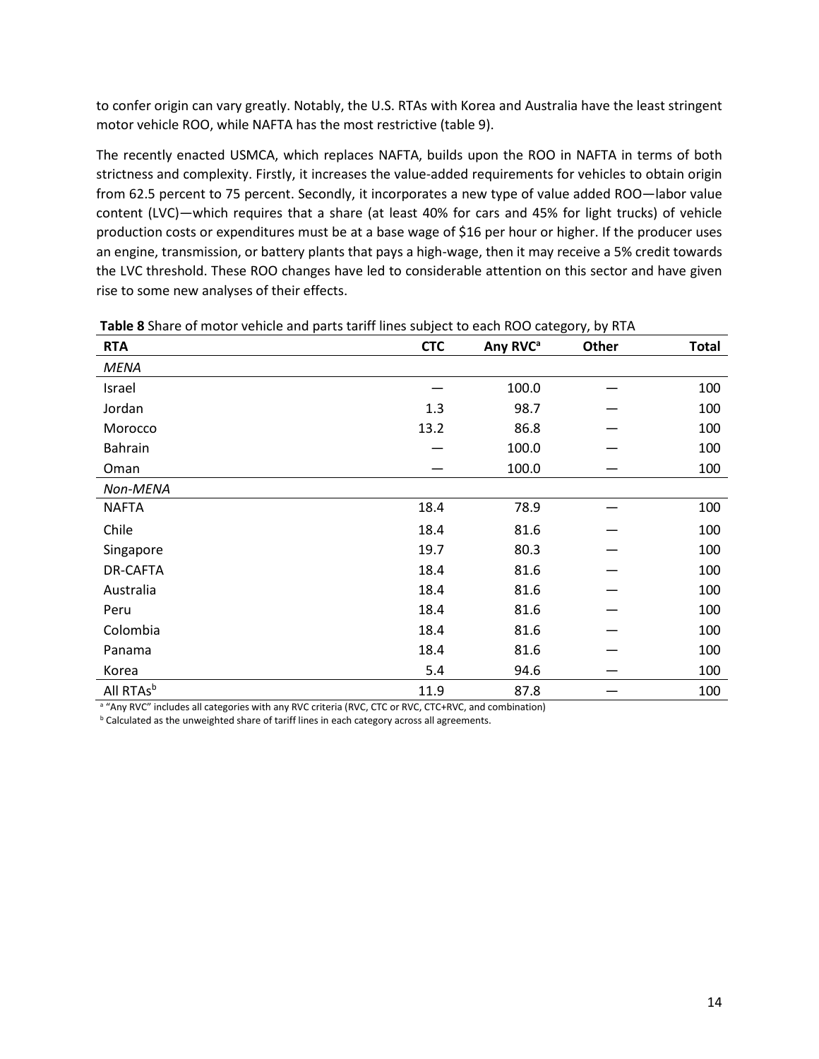to confer origin can vary greatly. Notably, the U.S. RTAs with Korea and Australia have the least stringent motor vehicle ROO, while NAFTA has the most restrictive (table 9).

The recently enacted USMCA, which replaces NAFTA, builds upon the ROO in NAFTA in terms of both strictness and complexity. Firstly, it increases the value-added requirements for vehicles to obtain origin from 62.5 percent to 75 percent. Secondly, it incorporates a new type of value added ROO—labor value content (LVC)—which requires that a share (at least 40% for cars and 45% for light trucks) of vehicle production costs or expenditures must be at a base wage of $16 per hour or higher. If the producer uses an engine, transmission, or battery plants that pays a high-wage, then it may receive a 5% credit towards the LVC threshold. These ROO changes have led to considerable attention on this sector and have given rise to some new analyses of their effects.

**Table 8** Share of motor vehicle and parts tariff lines subject to each ROO category, by RTA

| RTA | CTC | Any RVC[a] | Other | Total |
|---|---|---|---|---|
| *MENA* | | | | |
| Israel | — | 100.0 | — | 100 |
| Jordan | 1.3 | 98.7 | — | 100 |
| Morocco | 13.2 | 86.8 | — | 100 |
| Bahrain | — | 100.0 | — | 100 |
| Oman | — | 100.0 | — | 100 |
| *Non-MENA* | | | | |
| NAFTA | 18.4 | 78.9 | — | 100 |
| Chile | 18.4 | 81.6 | — | 100 |
| Singapore | 19.7 | 80.3 | — | 100 |
| DR-CAFTA | 18.4 | 81.6 | — | 100 |
| Australia | 18.4 | 81.6 | — | 100 |
| Peru | 18.4 | 81.6 | — | 100 |
| Colombia | 18.4 | 81.6 | — | 100 |
| Panama | 18.4 | 81.6 | — | 100 |
| Korea | 5.4 | 94.6 | — | 100 |
| All RTAs[b] | 11.9 | 87.8 | — | 100 |

[a] "Any RVC" includes all categories with any RVC criteria (RVC, CTC or RVC, CTC+RVC, and combination)

[b] Calculated as the unweighted share of tariff lines in each category across all agreements.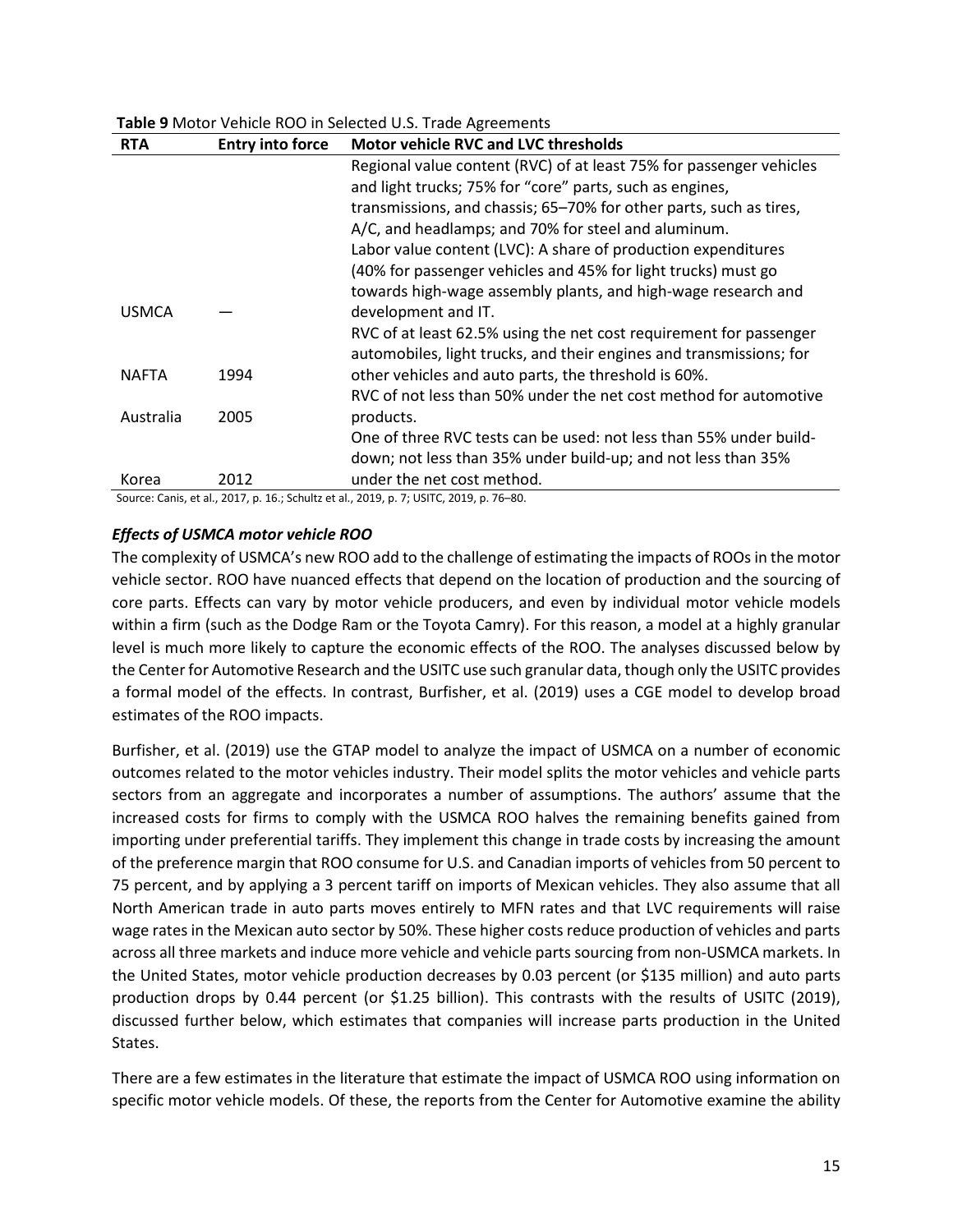**Table 9** Motor Vehicle ROO in Selected U.S. Trade Agreements

| RTA | Entry into force | Motor vehicle RVC and LVC thresholds |
|---|---|---|
| USMCA | — | Regional value content (RVC) of at least 75% for passenger vehicles and light trucks; 75% for "core" parts, such as engines, transmissions, and chassis; 65–70% for other parts, such as tires, A/C, and headlamps; and 70% for steel and aluminum. Labor value content (LVC): A share of production expenditures (40% for passenger vehicles and 45% for light trucks) must go towards high-wage assembly plants, and high-wage research and development and IT. |
| NAFTA | 1994 | RVC of at least 62.5% using the net cost requirement for passenger automobiles, light trucks, and their engines and transmissions; for other vehicles and auto parts, the threshold is 60%. |
| Australia | 2005 | RVC of not less than 50% under the net cost method for automotive products. |
| Korea | 2012 | One of three RVC tests can be used: not less than 55% under build-down; not less than 35% under build-up; and not less than 35% under the net cost method. |

Source: Canis, et al., 2017, p. 16.; Schultz et al., 2019, p. 7; USITC, 2019, p. 76–80.

### *Effects of USMCA motor vehicle ROO*

The complexity of USMCA's new ROO add to the challenge of estimating the impacts of ROOs in the motor vehicle sector. ROO have nuanced effects that depend on the location of production and the sourcing of core parts. Effects can vary by motor vehicle producers, and even by individual motor vehicle models within a firm (such as the Dodge Ram or the Toyota Camry). For this reason, a model at a highly granular level is much more likely to capture the economic effects of the ROO. The analyses discussed below by the Center for Automotive Research and the USITC use such granular data, though only the USITC provides a formal model of the effects. In contrast, Burfisher, et al. (2019) uses a CGE model to develop broad estimates of the ROO impacts.

Burfisher, et al. (2019) use the GTAP model to analyze the impact of USMCA on a number of economic outcomes related to the motor vehicles industry. Their model splits the motor vehicles and vehicle parts sectors from an aggregate and incorporates a number of assumptions. The authors' assume that the increased costs for firms to comply with the USMCA ROO halves the remaining benefits gained from importing under preferential tariffs. They implement this change in trade costs by increasing the amount of the preference margin that ROO consume for U.S. and Canadian imports of vehicles from 50 percent to 75 percent, and by applying a 3 percent tariff on imports of Mexican vehicles. They also assume that all North American trade in auto parts moves entirely to MFN rates and that LVC requirements will raise wage rates in the Mexican auto sector by 50%. These higher costs reduce production of vehicles and parts across all three markets and induce more vehicle and vehicle parts sourcing from non-USMCA markets. In the United States, motor vehicle production decreases by 0.03 percent (or $135 million) and auto parts production drops by 0.44 percent (or $1.25 billion). This contrasts with the results of USITC (2019), discussed further below, which estimates that companies will increase parts production in the United States.

There are a few estimates in the literature that estimate the impact of USMCA ROO using information on specific motor vehicle models. Of these, the reports from the Center for Automotive examine the ability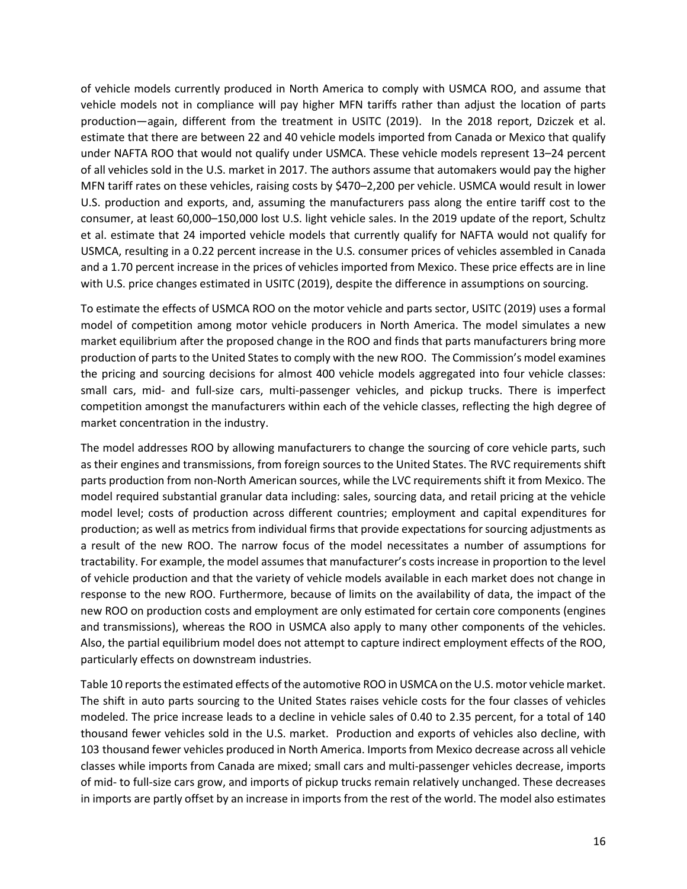of vehicle models currently produced in North America to comply with USMCA ROO, and assume that vehicle models not in compliance will pay higher MFN tariffs rather than adjust the location of parts production—again, different from the treatment in USITC (2019). In the 2018 report, Dziczek et al. estimate that there are between 22 and 40 vehicle models imported from Canada or Mexico that qualify under NAFTA ROO that would not qualify under USMCA. These vehicle models represent 13–24 percent of all vehicles sold in the U.S. market in 2017. The authors assume that automakers would pay the higher MFN tariff rates on these vehicles, raising costs by $470–2,200 per vehicle. USMCA would result in lower U.S. production and exports, and, assuming the manufacturers pass along the entire tariff cost to the consumer, at least 60,000–150,000 lost U.S. light vehicle sales. In the 2019 update of the report, Schultz et al. estimate that 24 imported vehicle models that currently qualify for NAFTA would not qualify for USMCA, resulting in a 0.22 percent increase in the U.S. consumer prices of vehicles assembled in Canada and a 1.70 percent increase in the prices of vehicles imported from Mexico. These price effects are in line with U.S. price changes estimated in USITC (2019), despite the difference in assumptions on sourcing.

To estimate the effects of USMCA ROO on the motor vehicle and parts sector, USITC (2019) uses a formal model of competition among motor vehicle producers in North America. The model simulates a new market equilibrium after the proposed change in the ROO and finds that parts manufacturers bring more production of parts to the United States to comply with the new ROO. The Commission's model examines the pricing and sourcing decisions for almost 400 vehicle models aggregated into four vehicle classes: small cars, mid- and full-size cars, multi-passenger vehicles, and pickup trucks. There is imperfect competition amongst the manufacturers within each of the vehicle classes, reflecting the high degree of market concentration in the industry.

The model addresses ROO by allowing manufacturers to change the sourcing of core vehicle parts, such as their engines and transmissions, from foreign sources to the United States. The RVC requirements shift parts production from non-North American sources, while the LVC requirements shift it from Mexico. The model required substantial granular data including: sales, sourcing data, and retail pricing at the vehicle model level; costs of production across different countries; employment and capital expenditures for production; as well as metrics from individual firms that provide expectations for sourcing adjustments as a result of the new ROO. The narrow focus of the model necessitates a number of assumptions for tractability. For example, the model assumes that manufacturer's costs increase in proportion to the level of vehicle production and that the variety of vehicle models available in each market does not change in response to the new ROO. Furthermore, because of limits on the availability of data, the impact of the new ROO on production costs and employment are only estimated for certain core components (engines and transmissions), whereas the ROO in USMCA also apply to many other components of the vehicles. Also, the partial equilibrium model does not attempt to capture indirect employment effects of the ROO, particularly effects on downstream industries.

Table 10 reports the estimated effects of the automotive ROO in USMCA on the U.S. motor vehicle market. The shift in auto parts sourcing to the United States raises vehicle costs for the four classes of vehicles modeled. The price increase leads to a decline in vehicle sales of 0.40 to 2.35 percent, for a total of 140 thousand fewer vehicles sold in the U.S. market. Production and exports of vehicles also decline, with 103 thousand fewer vehicles produced in North America. Imports from Mexico decrease across all vehicle classes while imports from Canada are mixed; small cars and multi-passenger vehicles decrease, imports of mid- to full-size cars grow, and imports of pickup trucks remain relatively unchanged. These decreases in imports are partly offset by an increase in imports from the rest of the world. The model also estimates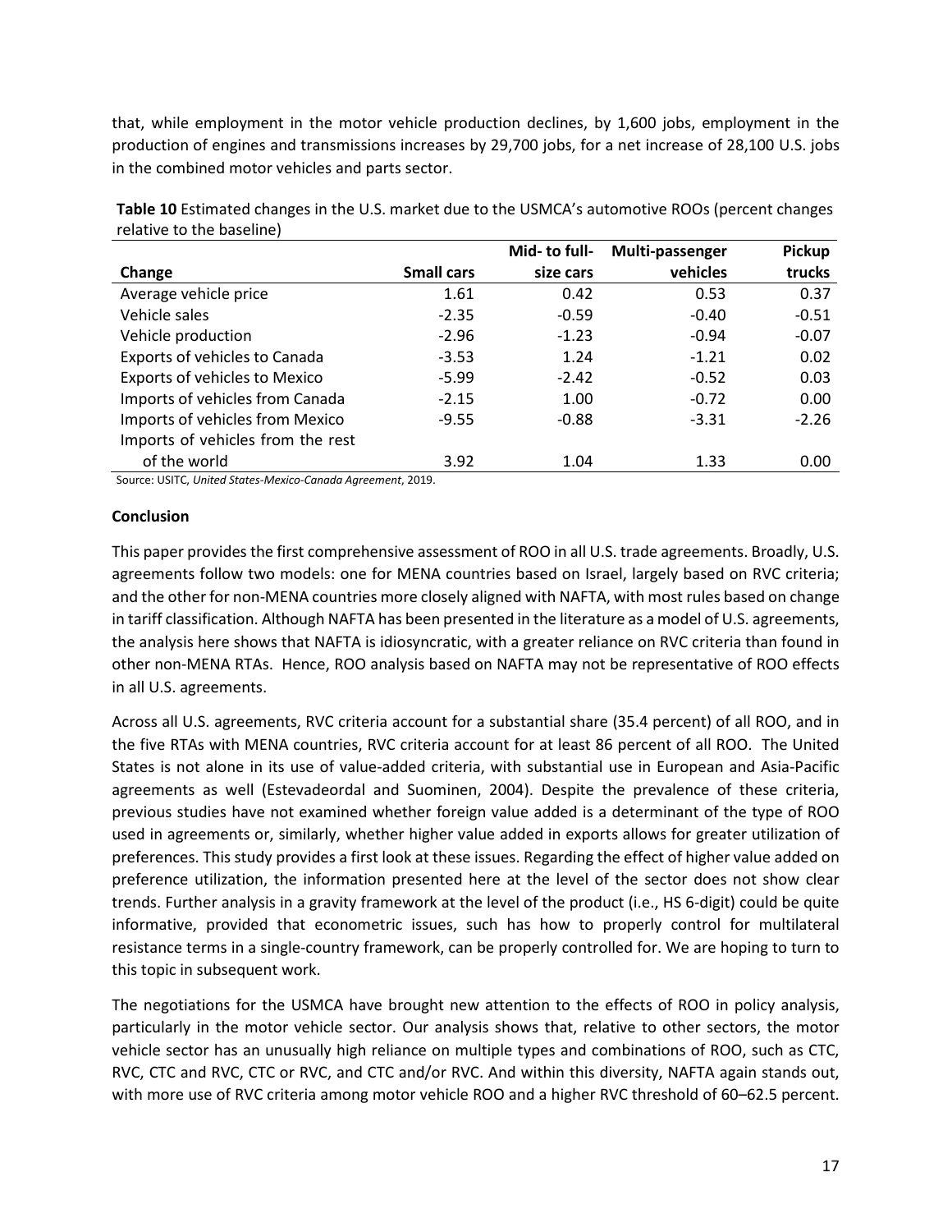that, while employment in the motor vehicle production declines, by 1,600 jobs, employment in the production of engines and transmissions increases by 29,700 jobs, for a net increase of 28,100 U.S. jobs in the combined motor vehicles and parts sector.

**Table 10** Estimated changes in the U.S. market due to the USMCA's automotive ROOs (percent changes relative to the baseline)

| Change | Small cars | Mid- to full-size cars | Multi-passenger vehicles | Pickup trucks |
|---|---|---|---|---|
| Average vehicle price | 1.61 | 0.42 | 0.53 | 0.37 |
| Vehicle sales | -2.35 | -0.59 | -0.40 | -0.51 |
| Vehicle production | -2.96 | -1.23 | -0.94 | -0.07 |
| Exports of vehicles to Canada | -3.53 | 1.24 | -1.21 | 0.02 |
| Exports of vehicles to Mexico | -5.99 | -2.42 | -0.52 | 0.03 |
| Imports of vehicles from Canada | -2.15 | 1.00 | -0.72 | 0.00 |
| Imports of vehicles from Mexico | -9.55 | -0.88 | -3.31 | -2.26 |
| Imports of vehicles from the rest of the world | 3.92 | 1.04 | 1.33 | 0.00 |

Source: USITC, *United States-Mexico-Canada Agreement*, 2019.

**Conclusion**

This paper provides the first comprehensive assessment of ROO in all U.S. trade agreements. Broadly, U.S. agreements follow two models: one for MENA countries based on Israel, largely based on RVC criteria; and the other for non-MENA countries more closely aligned with NAFTA, with most rules based on change in tariff classification. Although NAFTA has been presented in the literature as a model of U.S. agreements, the analysis here shows that NAFTA is idiosyncratic, with a greater reliance on RVC criteria than found in other non-MENA RTAs. Hence, ROO analysis based on NAFTA may not be representative of ROO effects in all U.S. agreements.

Across all U.S. agreements, RVC criteria account for a substantial share (35.4 percent) of all ROO, and in the five RTAs with MENA countries, RVC criteria account for at least 86 percent of all ROO. The United States is not alone in its use of value-added criteria, with substantial use in European and Asia-Pacific agreements as well (Estevadeordal and Suominen, 2004). Despite the prevalence of these criteria, previous studies have not examined whether foreign value added is a determinant of the type of ROO used in agreements or, similarly, whether higher value added in exports allows for greater utilization of preferences. This study provides a first look at these issues. Regarding the effect of higher value added on preference utilization, the information presented here at the level of the sector does not show clear trends. Further analysis in a gravity framework at the level of the product (i.e., HS 6-digit) could be quite informative, provided that econometric issues, such has how to properly control for multilateral resistance terms in a single-country framework, can be properly controlled for. We are hoping to turn to this topic in subsequent work.

The negotiations for the USMCA have brought new attention to the effects of ROO in policy analysis, particularly in the motor vehicle sector. Our analysis shows that, relative to other sectors, the motor vehicle sector has an unusually high reliance on multiple types and combinations of ROO, such as CTC, RVC, CTC and RVC, CTC or RVC, and CTC and/or RVC. And within this diversity, NAFTA again stands out, with more use of RVC criteria among motor vehicle ROO and a higher RVC threshold of 60–62.5 percent.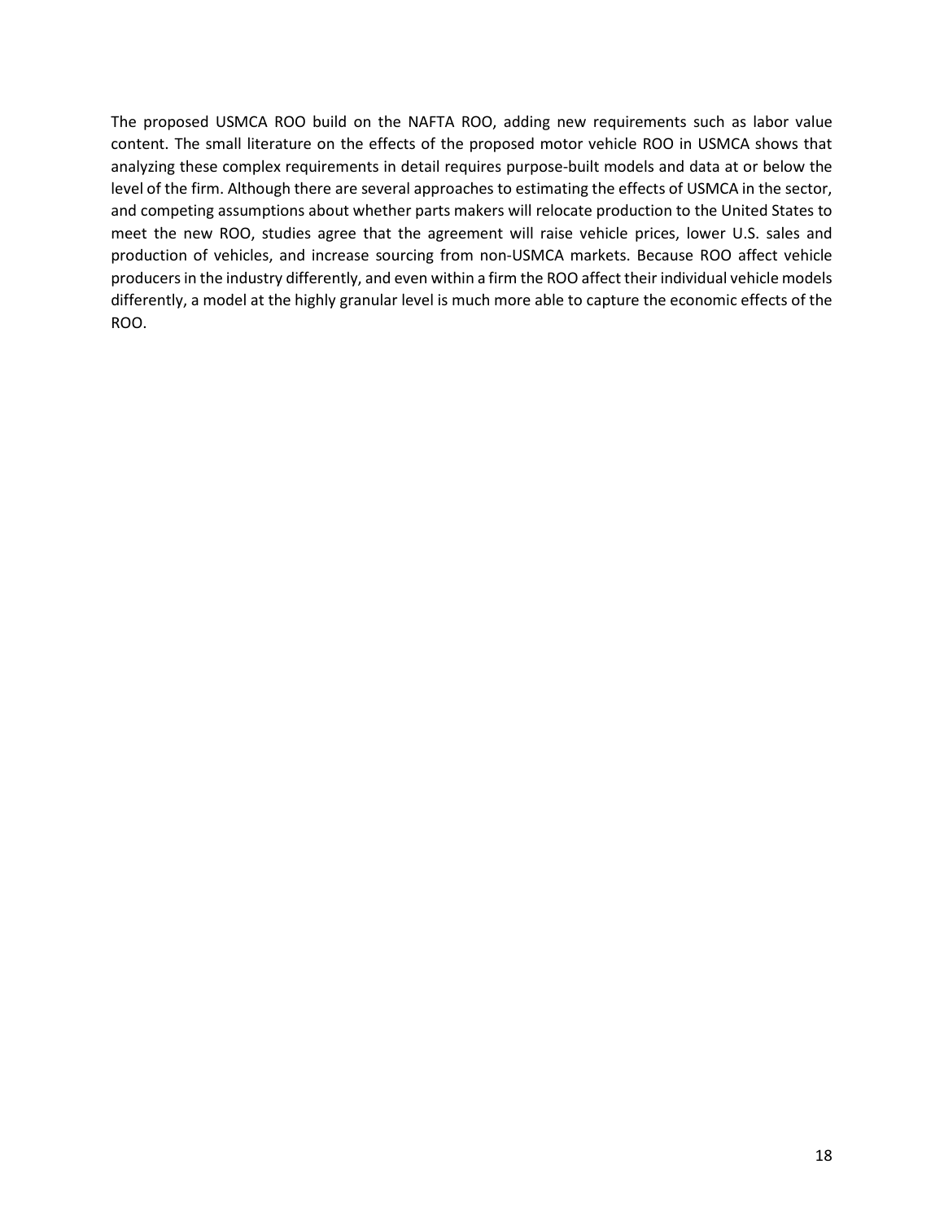The proposed USMCA ROO build on the NAFTA ROO, adding new requirements such as labor value content. The small literature on the effects of the proposed motor vehicle ROO in USMCA shows that analyzing these complex requirements in detail requires purpose-built models and data at or below the level of the firm. Although there are several approaches to estimating the effects of USMCA in the sector, and competing assumptions about whether parts makers will relocate production to the United States to meet the new ROO, studies agree that the agreement will raise vehicle prices, lower U.S. sales and production of vehicles, and increase sourcing from non-USMCA markets. Because ROO affect vehicle producers in the industry differently, and even within a firm the ROO affect their individual vehicle models differently, a model at the highly granular level is much more able to capture the economic effects of the ROO.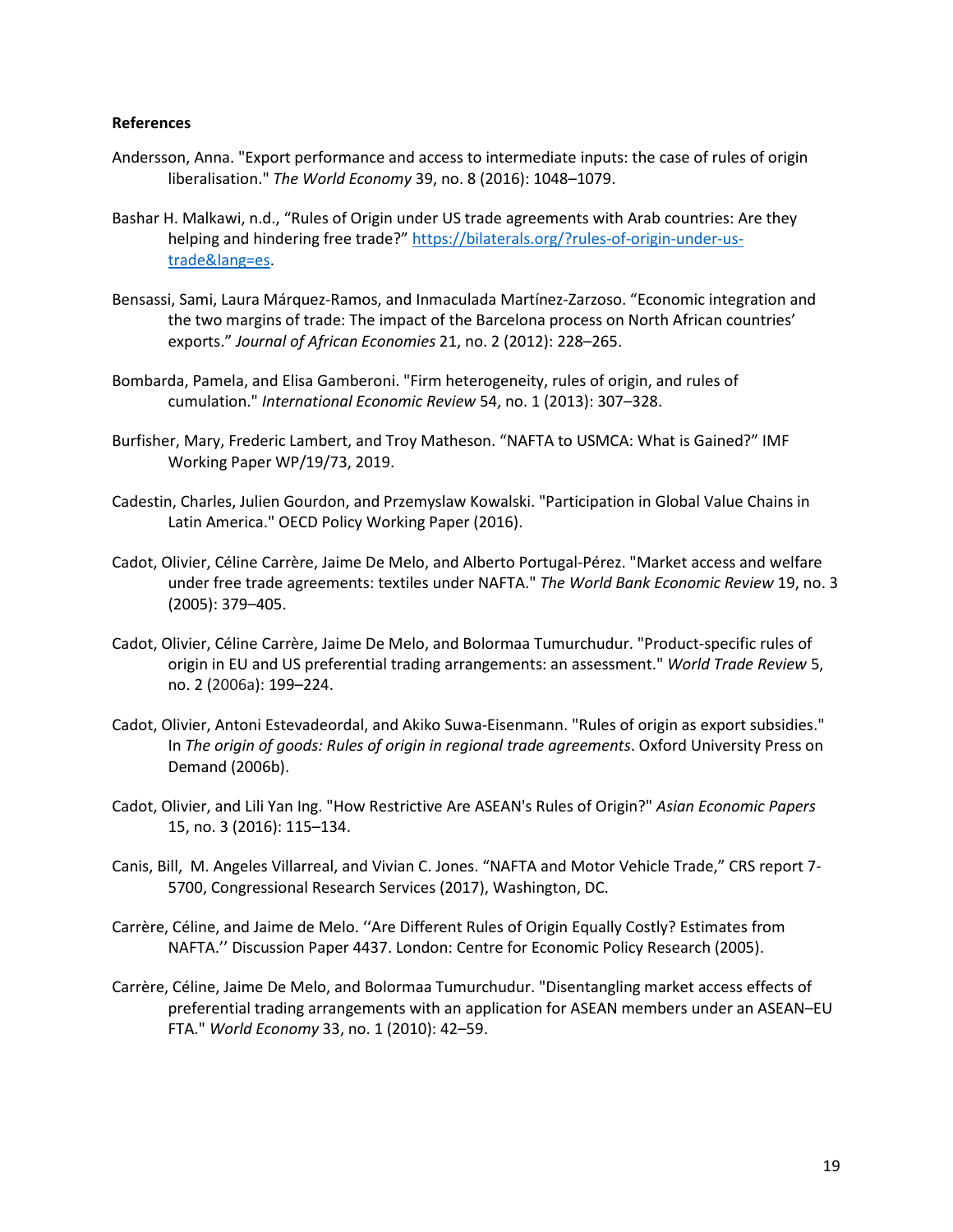**References**

Andersson, Anna. "Export performance and access to intermediate inputs: the case of rules of origin liberalisation." *The World Economy* 39, no. 8 (2016): 1048–1079.

Bashar H. Malkawi, n.d., "Rules of Origin under US trade agreements with Arab countries: Are they helping and hindering free trade?" https://bilaterals.org/?rules-of-origin-under-us-trade&lang=es.

Bensassi, Sami, Laura Márquez-Ramos, and Inmaculada Martínez-Zarzoso. "Economic integration and the two margins of trade: The impact of the Barcelona process on North African countries' exports." *Journal of African Economies* 21, no. 2 (2012): 228–265.

Bombarda, Pamela, and Elisa Gamberoni. "Firm heterogeneity, rules of origin, and rules of cumulation." *International Economic Review* 54, no. 1 (2013): 307–328.

Burfisher, Mary, Frederic Lambert, and Troy Matheson. "NAFTA to USMCA: What is Gained?" IMF Working Paper WP/19/73, 2019.

Cadestin, Charles, Julien Gourdon, and Przemyslaw Kowalski. "Participation in Global Value Chains in Latin America." OECD Policy Working Paper (2016).

Cadot, Olivier, Céline Carrère, Jaime De Melo, and Alberto Portugal-Pérez. "Market access and welfare under free trade agreements: textiles under NAFTA." *The World Bank Economic Review* 19, no. 3 (2005): 379–405.

Cadot, Olivier, Céline Carrère, Jaime De Melo, and Bolormaa Tumurchudur. "Product-specific rules of origin in EU and US preferential trading arrangements: an assessment." *World Trade Review* 5, no. 2 (2006a): 199–224.

Cadot, Olivier, Antoni Estevadeordal, and Akiko Suwa-Eisenmann. "Rules of origin as export subsidies." In *The origin of goods: Rules of origin in regional trade agreements*. Oxford University Press on Demand (2006b).

Cadot, Olivier, and Lili Yan Ing. "How Restrictive Are ASEAN's Rules of Origin?" *Asian Economic Papers* 15, no. 3 (2016): 115–134.

Canis, Bill, M. Angeles Villarreal, and Vivian C. Jones. "NAFTA and Motor Vehicle Trade," CRS report 7-5700, Congressional Research Services (2017), Washington, DC.

Carrère, Céline, and Jaime de Melo. ''Are Different Rules of Origin Equally Costly? Estimates from NAFTA.'' Discussion Paper 4437. London: Centre for Economic Policy Research (2005).

Carrère, Céline, Jaime De Melo, and Bolormaa Tumurchudur. "Disentangling market access effects of preferential trading arrangements with an application for ASEAN members under an ASEAN–EU FTA." *World Economy* 33, no. 1 (2010): 42–59.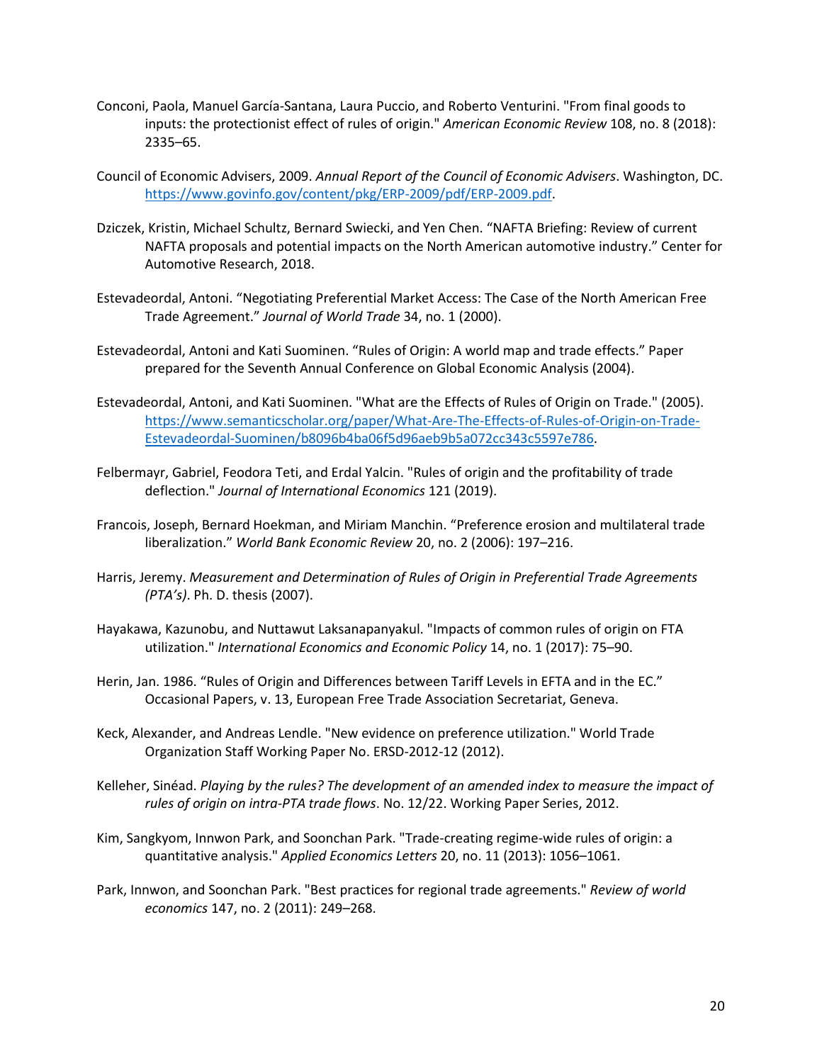Conconi, Paola, Manuel García-Santana, Laura Puccio, and Roberto Venturini. "From final goods to inputs: the protectionist effect of rules of origin." *American Economic Review* 108, no. 8 (2018): 2335–65.

Council of Economic Advisers, 2009. *Annual Report of the Council of Economic Advisers*. Washington, DC. https://www.govinfo.gov/content/pkg/ERP-2009/pdf/ERP-2009.pdf.

Dziczek, Kristin, Michael Schultz, Bernard Swiecki, and Yen Chen. "NAFTA Briefing: Review of current NAFTA proposals and potential impacts on the North American automotive industry." Center for Automotive Research, 2018.

Estevadeordal, Antoni. "Negotiating Preferential Market Access: The Case of the North American Free Trade Agreement." *Journal of World Trade* 34, no. 1 (2000).

Estevadeordal, Antoni and Kati Suominen. "Rules of Origin: A world map and trade effects." Paper prepared for the Seventh Annual Conference on Global Economic Analysis (2004).

Estevadeordal, Antoni, and Kati Suominen. "What are the Effects of Rules of Origin on Trade." (2005). https://www.semanticscholar.org/paper/What-Are-The-Effects-of-Rules-of-Origin-on-Trade-Estevadeordal-Suominen/b8096b4ba06f5d96aeb9b5a072cc343c5597e786.

Felbermayr, Gabriel, Feodora Teti, and Erdal Yalcin. "Rules of origin and the profitability of trade deflection." *Journal of International Economics* 121 (2019).

Francois, Joseph, Bernard Hoekman, and Miriam Manchin. "Preference erosion and multilateral trade liberalization." *World Bank Economic Review* 20, no. 2 (2006): 197–216.

Harris, Jeremy. *Measurement and Determination of Rules of Origin in Preferential Trade Agreements (PTA's)*. Ph. D. thesis (2007).

Hayakawa, Kazunobu, and Nuttawut Laksanapanyakul. "Impacts of common rules of origin on FTA utilization." *International Economics and Economic Policy* 14, no. 1 (2017): 75–90.

Herin, Jan. 1986. "Rules of Origin and Differences between Tariff Levels in EFTA and in the EC." Occasional Papers, v. 13, European Free Trade Association Secretariat, Geneva.

Keck, Alexander, and Andreas Lendle. "New evidence on preference utilization." World Trade Organization Staff Working Paper No. ERSD-2012-12 (2012).

Kelleher, Sinéad. *Playing by the rules? The development of an amended index to measure the impact of rules of origin on intra-PTA trade flows*. No. 12/22. Working Paper Series, 2012.

Kim, Sangkyom, Innwon Park, and Soonchan Park. "Trade-creating regime-wide rules of origin: a quantitative analysis." *Applied Economics Letters* 20, no. 11 (2013): 1056–1061.

Park, Innwon, and Soonchan Park. "Best practices for regional trade agreements." *Review of world economics* 147, no. 2 (2011): 249–268.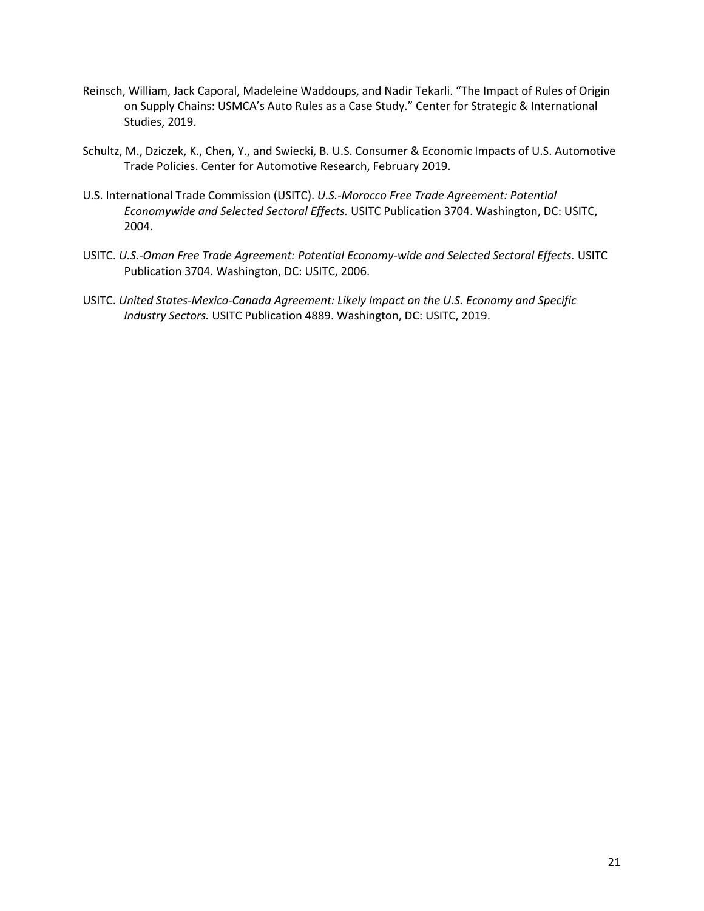Reinsch, William, Jack Caporal, Madeleine Waddoups, and Nadir Tekarli. "The Impact of Rules of Origin on Supply Chains: USMCA's Auto Rules as a Case Study." Center for Strategic & International Studies, 2019.

Schultz, M., Dziczek, K., Chen, Y., and Swiecki, B. U.S. Consumer & Economic Impacts of U.S. Automotive Trade Policies. Center for Automotive Research, February 2019.

U.S. International Trade Commission (USITC). *U.S.-Morocco Free Trade Agreement: Potential Economywide and Selected Sectoral Effects.* USITC Publication 3704. Washington, DC: USITC, 2004.

USITC. *U.S.-Oman Free Trade Agreement: Potential Economy-wide and Selected Sectoral Effects.* USITC Publication 3704. Washington, DC: USITC, 2006.

USITC. *United States-Mexico-Canada Agreement: Likely Impact on the U.S. Economy and Specific Industry Sectors.* USITC Publication 4889. Washington, DC: USITC, 2019.